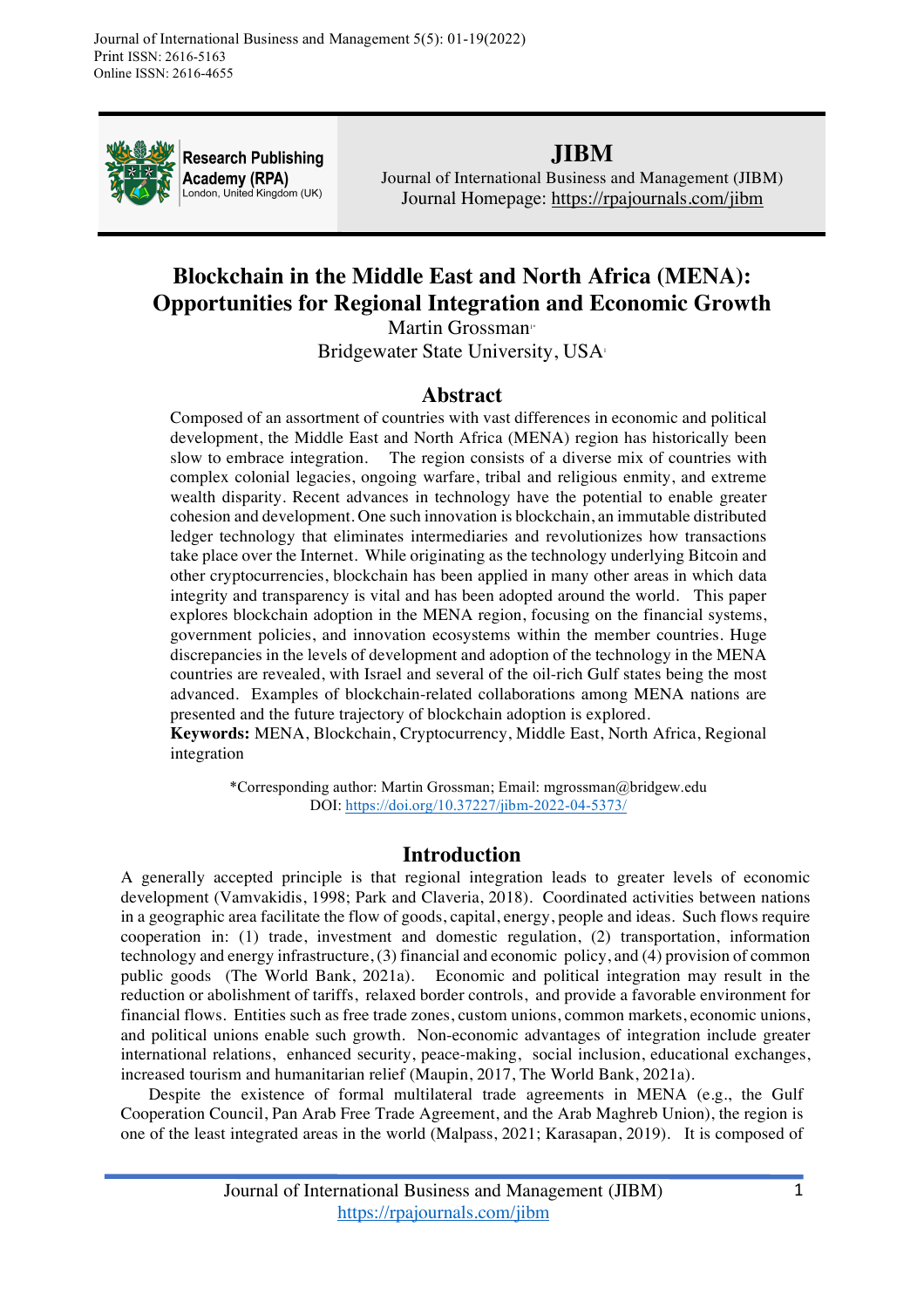# Blockchain in the Middle East and North Africa (MENA): Opportunities for Regional Integration and Economic Growth

Martin Grossman[1*]

Bridgewater State University, USA[1]

## Abstract

Composed of an assortment of countries with vast differences in economic and political development, the Middle East and North Africa (MENA) region has historically been slow to embrace integration. The region consists of a diverse mix of countries with complex colonial legacies, ongoing warfare, tribal and religious enmity, and extreme wealth disparity. Recent advances in technology have the potential to enable greater cohesion and development. One such innovation is blockchain, an immutable distributed ledger technology that eliminates intermediaries and revolutionizes how transactions take place over the Internet. While originating as the technology underlying Bitcoin and other cryptocurrencies, blockchain has been applied in many other areas in which data integrity and transparency is vital and has been adopted around the world. This paper explores blockchain adoption in the MENA region, focusing on the financial systems, government policies, and innovation ecosystems within the member countries. Huge discrepancies in the levels of development and adoption of the technology in the MENA countries are revealed, with Israel and several of the oil-rich Gulf states being the most advanced. Examples of blockchain-related collaborations among MENA nations are presented and the future trajectory of blockchain adoption is explored.

**Keywords:** MENA, Blockchain, Cryptocurrency, Middle East, North Africa, Regional integration

*Corresponding author: Martin Grossman; Email: mgrossman@bridgew.edu

DOI: https://doi.org/10.37227/jibm-2022-04-5373/

## Introduction

A generally accepted principle is that regional integration leads to greater levels of economic development (Vamvakidis, 1998; Park and Claveria, 2018). Coordinated activities between nations in a geographic area facilitate the flow of goods, capital, energy, people and ideas. Such flows require cooperation in: (1) trade, investment and domestic regulation, (2) transportation, information technology and energy infrastructure, (3) financial and economic policy, and (4) provision of common public goods (The World Bank, 2021a). Economic and political integration may result in the reduction or abolishment of tariffs, relaxed border controls, and provide a favorable environment for financial flows. Entities such as free trade zones, custom unions, common markets, economic unions, and political unions enable such growth. Non-economic advantages of integration include greater international relations, enhanced security, peace-making, social inclusion, educational exchanges, increased tourism and humanitarian relief (Maupin, 2017, The World Bank, 2021a).

Despite the existence of formal multilateral trade agreements in MENA (e.g., the Gulf Cooperation Council, Pan Arab Free Trade Agreement, and the Arab Maghreb Union), the region is one of the least integrated areas in the world (Malpass, 2021; Karasapan, 2019). It is composed of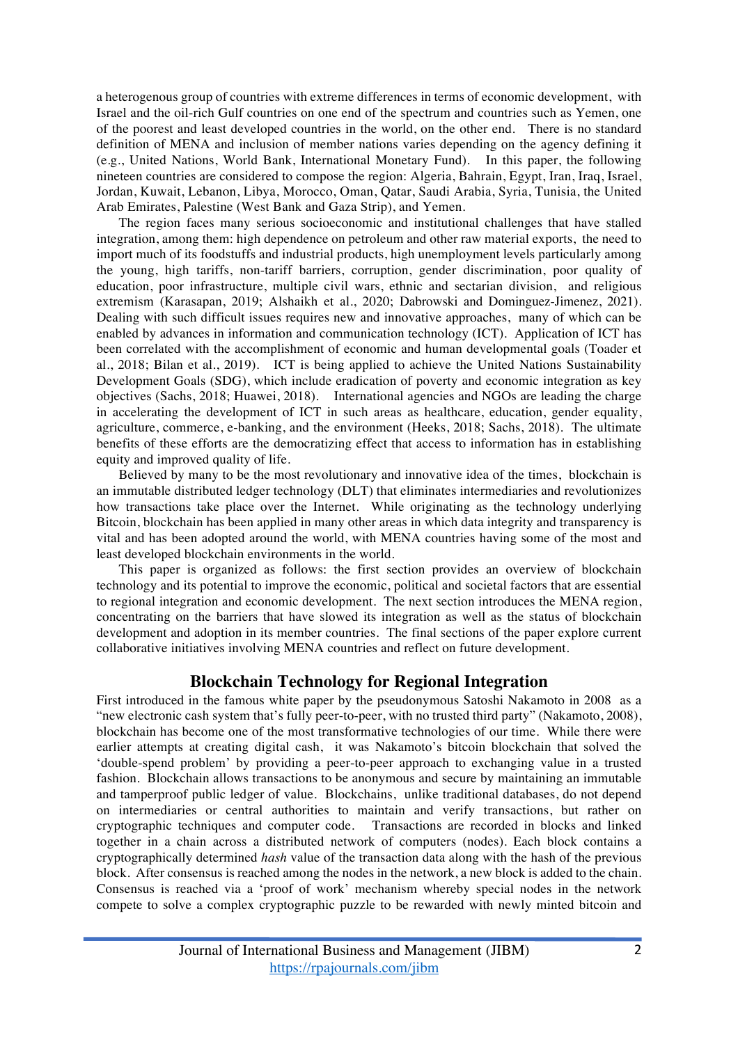a heterogenous group of countries with extreme differences in terms of economic development, with Israel and the oil-rich Gulf countries on one end of the spectrum and countries such as Yemen, one of the poorest and least developed countries in the world, on the other end. There is no standard definition of MENA and inclusion of member nations varies depending on the agency defining it (e.g., United Nations, World Bank, International Monetary Fund). In this paper, the following nineteen countries are considered to compose the region: Algeria, Bahrain, Egypt, Iran, Iraq, Israel, Jordan, Kuwait, Lebanon, Libya, Morocco, Oman, Qatar, Saudi Arabia, Syria, Tunisia, the United Arab Emirates, Palestine (West Bank and Gaza Strip), and Yemen.

The region faces many serious socioeconomic and institutional challenges that have stalled integration, among them: high dependence on petroleum and other raw material exports, the need to import much of its foodstuffs and industrial products, high unemployment levels particularly among the young, high tariffs, non-tariff barriers, corruption, gender discrimination, poor quality of education, poor infrastructure, multiple civil wars, ethnic and sectarian division, and religious extremism (Karasapan, 2019; Alshaikh et al., 2020; Dabrowski and Dominguez-Jimenez, 2021). Dealing with such difficult issues requires new and innovative approaches, many of which can be enabled by advances in information and communication technology (ICT). Application of ICT has been correlated with the accomplishment of economic and human developmental goals (Toader et al., 2018; Bilan et al., 2019). ICT is being applied to achieve the United Nations Sustainability Development Goals (SDG), which include eradication of poverty and economic integration as key objectives (Sachs, 2018; Huawei, 2018). International agencies and NGOs are leading the charge in accelerating the development of ICT in such areas as healthcare, education, gender equality, agriculture, commerce, e-banking, and the environment (Heeks, 2018; Sachs, 2018). The ultimate benefits of these efforts are the democratizing effect that access to information has in establishing equity and improved quality of life.

Believed by many to be the most revolutionary and innovative idea of the times, blockchain is an immutable distributed ledger technology (DLT) that eliminates intermediaries and revolutionizes how transactions take place over the Internet. While originating as the technology underlying Bitcoin, blockchain has been applied in many other areas in which data integrity and transparency is vital and has been adopted around the world, with MENA countries having some of the most and least developed blockchain environments in the world.

This paper is organized as follows: the first section provides an overview of blockchain technology and its potential to improve the economic, political and societal factors that are essential to regional integration and economic development. The next section introduces the MENA region, concentrating on the barriers that have slowed its integration as well as the status of blockchain development and adoption in its member countries. The final sections of the paper explore current collaborative initiatives involving MENA countries and reflect on future development.

## Blockchain Technology for Regional Integration

First introduced in the famous white paper by the pseudonymous Satoshi Nakamoto in 2008 as a "new electronic cash system that's fully peer-to-peer, with no trusted third party" (Nakamoto, 2008), blockchain has become one of the most transformative technologies of our time. While there were earlier attempts at creating digital cash, it was Nakamoto's bitcoin blockchain that solved the 'double-spend problem' by providing a peer-to-peer approach to exchanging value in a trusted fashion. Blockchain allows transactions to be anonymous and secure by maintaining an immutable and tamperproof public ledger of value. Blockchains, unlike traditional databases, do not depend on intermediaries or central authorities to maintain and verify transactions, but rather on cryptographic techniques and computer code. Transactions are recorded in blocks and linked together in a chain across a distributed network of computers (nodes). Each block contains a cryptographically determined *hash* value of the transaction data along with the hash of the previous block. After consensus is reached among the nodes in the network, a new block is added to the chain. Consensus is reached via a 'proof of work' mechanism whereby special nodes in the network compete to solve a complex cryptographic puzzle to be rewarded with newly minted bitcoin and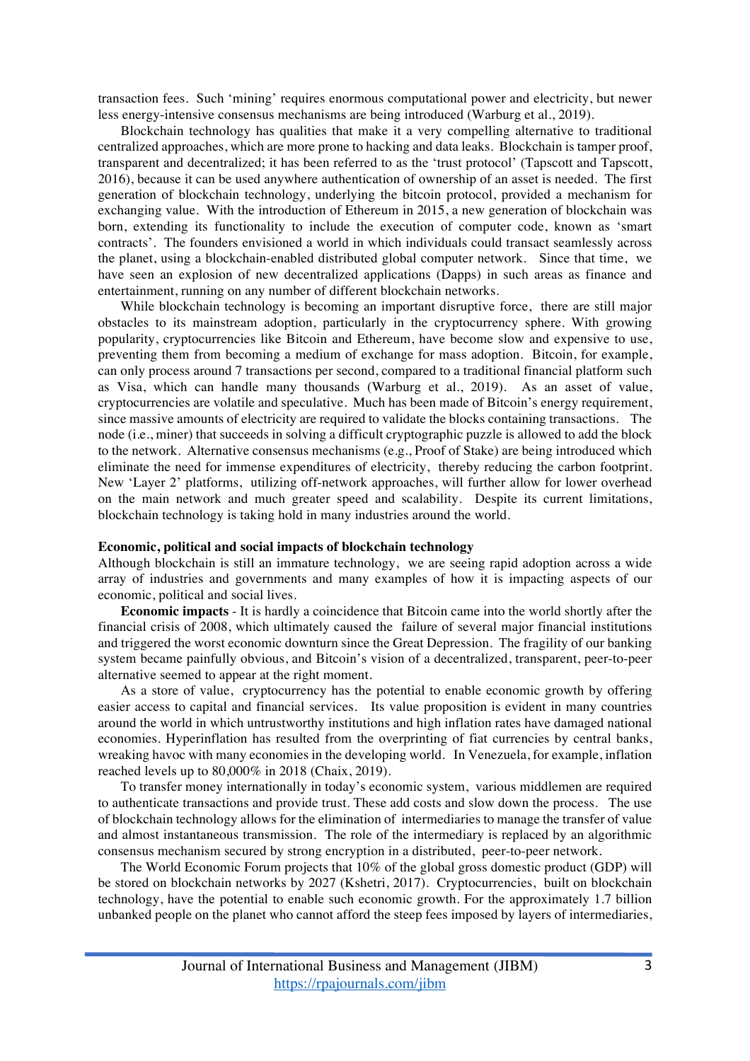transaction fees. Such 'mining' requires enormous computational power and electricity, but newer less energy-intensive consensus mechanisms are being introduced (Warburg et al., 2019).

Blockchain technology has qualities that make it a very compelling alternative to traditional centralized approaches, which are more prone to hacking and data leaks. Blockchain is tamper proof, transparent and decentralized; it has been referred to as the 'trust protocol' (Tapscott and Tapscott, 2016), because it can be used anywhere authentication of ownership of an asset is needed. The first generation of blockchain technology, underlying the bitcoin protocol, provided a mechanism for exchanging value. With the introduction of Ethereum in 2015, a new generation of blockchain was born, extending its functionality to include the execution of computer code, known as 'smart contracts'. The founders envisioned a world in which individuals could transact seamlessly across the planet, using a blockchain-enabled distributed global computer network. Since that time, we have seen an explosion of new decentralized applications (Dapps) in such areas as finance and entertainment, running on any number of different blockchain networks.

While blockchain technology is becoming an important disruptive force, there are still major obstacles to its mainstream adoption, particularly in the cryptocurrency sphere. With growing popularity, cryptocurrencies like Bitcoin and Ethereum, have become slow and expensive to use, preventing them from becoming a medium of exchange for mass adoption. Bitcoin, for example, can only process around 7 transactions per second, compared to a traditional financial platform such as Visa, which can handle many thousands (Warburg et al., 2019). As an asset of value, cryptocurrencies are volatile and speculative. Much has been made of Bitcoin's energy requirement, since massive amounts of electricity are required to validate the blocks containing transactions. The node (i.e., miner) that succeeds in solving a difficult cryptographic puzzle is allowed to add the block to the network. Alternative consensus mechanisms (e.g., Proof of Stake) are being introduced which eliminate the need for immense expenditures of electricity, thereby reducing the carbon footprint. New 'Layer 2' platforms, utilizing off-network approaches, will further allow for lower overhead on the main network and much greater speed and scalability. Despite its current limitations, blockchain technology is taking hold in many industries around the world.

**Economic, political and social impacts of blockchain technology**

Although blockchain is still an immature technology, we are seeing rapid adoption across a wide array of industries and governments and many examples of how it is impacting aspects of our economic, political and social lives.

**Economic impacts** - It is hardly a coincidence that Bitcoin came into the world shortly after the financial crisis of 2008, which ultimately caused the failure of several major financial institutions and triggered the worst economic downturn since the Great Depression. The fragility of our banking system became painfully obvious, and Bitcoin's vision of a decentralized, transparent, peer-to-peer alternative seemed to appear at the right moment.

As a store of value, cryptocurrency has the potential to enable economic growth by offering easier access to capital and financial services. Its value proposition is evident in many countries around the world in which untrustworthy institutions and high inflation rates have damaged national economies. Hyperinflation has resulted from the overprinting of fiat currencies by central banks, wreaking havoc with many economies in the developing world. In Venezuela, for example, inflation reached levels up to 80,000% in 2018 (Chaix, 2019).

To transfer money internationally in today's economic system, various middlemen are required to authenticate transactions and provide trust. These add costs and slow down the process. The use of blockchain technology allows for the elimination of intermediaries to manage the transfer of value and almost instantaneous transmission. The role of the intermediary is replaced by an algorithmic consensus mechanism secured by strong encryption in a distributed, peer-to-peer network.

The World Economic Forum projects that 10% of the global gross domestic product (GDP) will be stored on blockchain networks by 2027 (Kshetri, 2017). Cryptocurrencies, built on blockchain technology, have the potential to enable such economic growth. For the approximately 1.7 billion unbanked people on the planet who cannot afford the steep fees imposed by layers of intermediaries,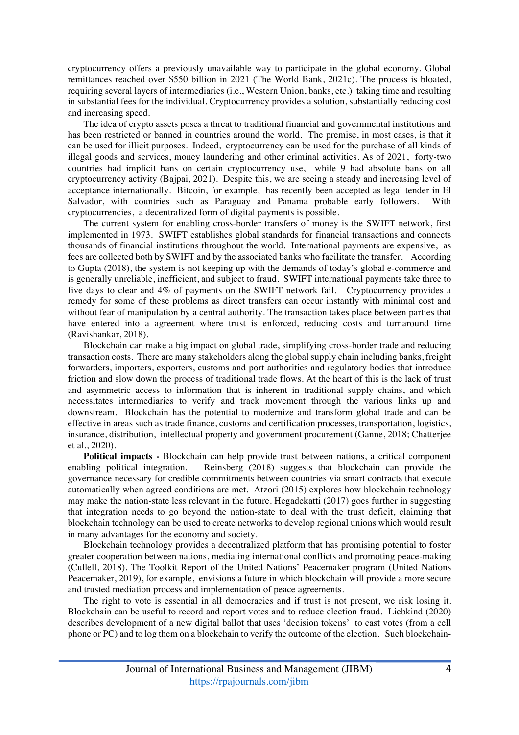cryptocurrency offers a previously unavailable way to participate in the global economy. Global remittances reached over $550 billion in 2021 (The World Bank, 2021c). The process is bloated, requiring several layers of intermediaries (i.e., Western Union, banks, etc.) taking time and resulting in substantial fees for the individual. Cryptocurrency provides a solution, substantially reducing cost and increasing speed.

The idea of crypto assets poses a threat to traditional financial and governmental institutions and has been restricted or banned in countries around the world. The premise, in most cases, is that it can be used for illicit purposes. Indeed, cryptocurrency can be used for the purchase of all kinds of illegal goods and services, money laundering and other criminal activities. As of 2021, forty-two countries had implicit bans on certain cryptocurrency use, while 9 had absolute bans on all cryptocurrency activity (Bajpai, 2021). Despite this, we are seeing a steady and increasing level of acceptance internationally. Bitcoin, for example, has recently been accepted as legal tender in El Salvador, with countries such as Paraguay and Panama probable early followers. With cryptocurrencies, a decentralized form of digital payments is possible.

The current system for enabling cross-border transfers of money is the SWIFT network, first implemented in 1973. SWIFT establishes global standards for financial transactions and connects thousands of financial institutions throughout the world. International payments are expensive, as fees are collected both by SWIFT and by the associated banks who facilitate the transfer. According to Gupta (2018), the system is not keeping up with the demands of today's global e-commerce and is generally unreliable, inefficient, and subject to fraud. SWIFT international payments take three to five days to clear and 4% of payments on the SWIFT network fail. Cryptocurrency provides a remedy for some of these problems as direct transfers can occur instantly with minimal cost and without fear of manipulation by a central authority. The transaction takes place between parties that have entered into a agreement where trust is enforced, reducing costs and turnaround time (Ravishankar, 2018).

Blockchain can make a big impact on global trade, simplifying cross-border trade and reducing transaction costs. There are many stakeholders along the global supply chain including banks, freight forwarders, importers, exporters, customs and port authorities and regulatory bodies that introduce friction and slow down the process of traditional trade flows. At the heart of this is the lack of trust and asymmetric access to information that is inherent in traditional supply chains, and which necessitates intermediaries to verify and track movement through the various links up and downstream. Blockchain has the potential to modernize and transform global trade and can be effective in areas such as trade finance, customs and certification processes, transportation, logistics, insurance, distribution, intellectual property and government procurement (Ganne, 2018; Chatterjee et al., 2020).

**Political impacts -** Blockchain can help provide trust between nations, a critical component enabling political integration. Reinsberg (2018) suggests that blockchain can provide the governance necessary for credible commitments between countries via smart contracts that execute automatically when agreed conditions are met. Atzori (2015) explores how blockchain technology may make the nation-state less relevant in the future. Hegadekatti (2017) goes further in suggesting that integration needs to go beyond the nation-state to deal with the trust deficit, claiming that blockchain technology can be used to create networks to develop regional unions which would result in many advantages for the economy and society.

Blockchain technology provides a decentralized platform that has promising potential to foster greater cooperation between nations, mediating international conflicts and promoting peace-making (Cullell, 2018). The Toolkit Report of the United Nations' Peacemaker program (United Nations Peacemaker, 2019), for example, envisions a future in which blockchain will provide a more secure and trusted mediation process and implementation of peace agreements.

The right to vote is essential in all democracies and if trust is not present, we risk losing it. Blockchain can be useful to record and report votes and to reduce election fraud. Liebkind (2020) describes development of a new digital ballot that uses 'decision tokens' to cast votes (from a cell phone or PC) and to log them on a blockchain to verify the outcome of the election. Such blockchain-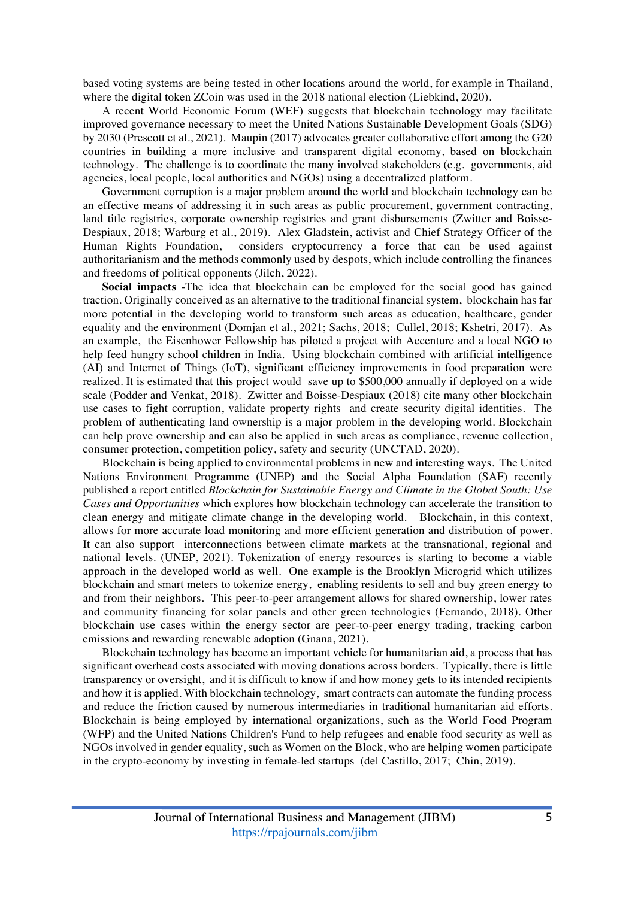based voting systems are being tested in other locations around the world, for example in Thailand, where the digital token ZCoin was used in the 2018 national election (Liebkind, 2020).

A recent World Economic Forum (WEF) suggests that blockchain technology may facilitate improved governance necessary to meet the United Nations Sustainable Development Goals (SDG) by 2030 (Prescott et al., 2021). Maupin (2017) advocates greater collaborative effort among the G20 countries in building a more inclusive and transparent digital economy, based on blockchain technology. The challenge is to coordinate the many involved stakeholders (e.g. governments, aid agencies, local people, local authorities and NGOs) using a decentralized platform.

Government corruption is a major problem around the world and blockchain technology can be an effective means of addressing it in such areas as public procurement, government contracting, land title registries, corporate ownership registries and grant disbursements (Zwitter and Boisse-Despiaux, 2018; Warburg et al., 2019). Alex Gladstein, activist and Chief Strategy Officer of the Human Rights Foundation, considers cryptocurrency a force that can be used against authoritarianism and the methods commonly used by despots, which include controlling the finances and freedoms of political opponents (Jilch, 2022).

**Social impacts** -The idea that blockchain can be employed for the social good has gained traction. Originally conceived as an alternative to the traditional financial system, blockchain has far more potential in the developing world to transform such areas as education, healthcare, gender equality and the environment (Domjan et al., 2021; Sachs, 2018; Cullel, 2018; Kshetri, 2017). As an example, the Eisenhower Fellowship has piloted a project with Accenture and a local NGO to help feed hungry school children in India. Using blockchain combined with artificial intelligence (AI) and Internet of Things (IoT), significant efficiency improvements in food preparation were realized. It is estimated that this project would save up to $500,000 annually if deployed on a wide scale (Podder and Venkat, 2018). Zwitter and Boisse-Despiaux (2018) cite many other blockchain use cases to fight corruption, validate property rights and create security digital identities. The problem of authenticating land ownership is a major problem in the developing world. Blockchain can help prove ownership and can also be applied in such areas as compliance, revenue collection, consumer protection, competition policy, safety and security (UNCTAD, 2020).

Blockchain is being applied to environmental problems in new and interesting ways. The United Nations Environment Programme (UNEP) and the Social Alpha Foundation (SAF) recently published a report entitled *Blockchain for Sustainable Energy and Climate in the Global South: Use Cases and Opportunities* which explores how blockchain technology can accelerate the transition to clean energy and mitigate climate change in the developing world. Blockchain, in this context, allows for more accurate load monitoring and more efficient generation and distribution of power. It can also support interconnections between climate markets at the transnational, regional and national levels. (UNEP, 2021). Tokenization of energy resources is starting to become a viable approach in the developed world as well. One example is the Brooklyn Microgrid which utilizes blockchain and smart meters to tokenize energy, enabling residents to sell and buy green energy to and from their neighbors. This peer-to-peer arrangement allows for shared ownership, lower rates and community financing for solar panels and other green technologies (Fernando, 2018). Other blockchain use cases within the energy sector are peer-to-peer energy trading, tracking carbon emissions and rewarding renewable adoption (Gnana, 2021).

Blockchain technology has become an important vehicle for humanitarian aid, a process that has significant overhead costs associated with moving donations across borders. Typically, there is little transparency or oversight, and it is difficult to know if and how money gets to its intended recipients and how it is applied. With blockchain technology, smart contracts can automate the funding process and reduce the friction caused by numerous intermediaries in traditional humanitarian aid efforts. Blockchain is being employed by international organizations, such as the World Food Program (WFP) and the United Nations Children's Fund to help refugees and enable food security as well as NGOs involved in gender equality, such as Women on the Block, who are helping women participate in the crypto-economy by investing in female-led startups (del Castillo, 2017; Chin, 2019).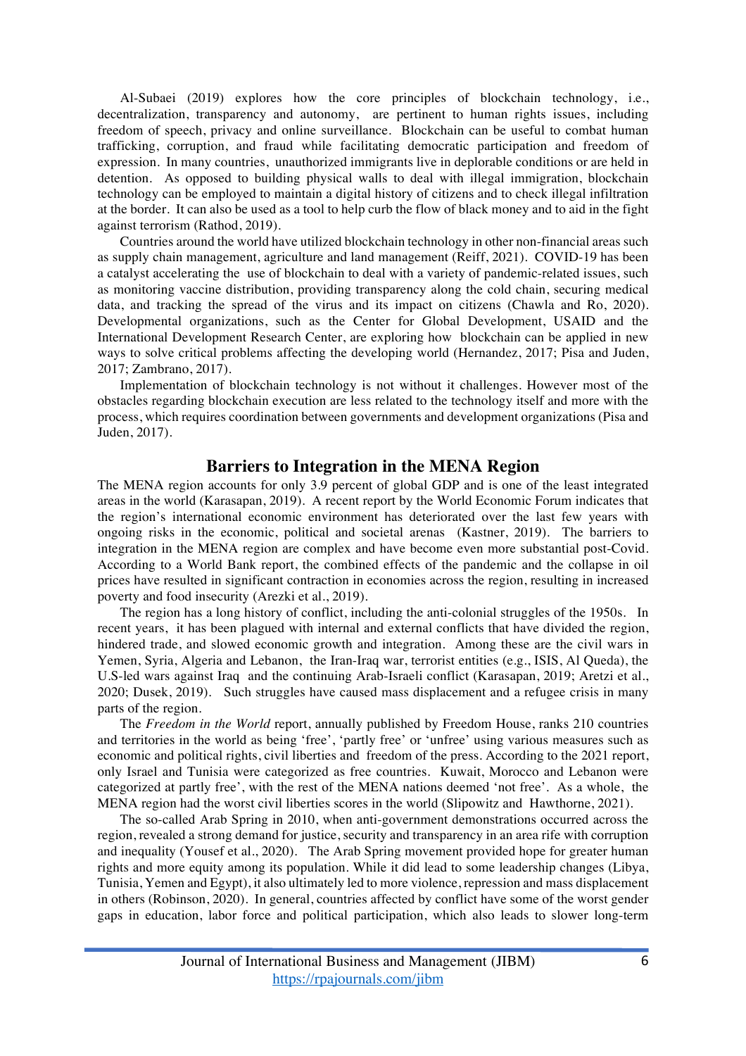Al-Subaei (2019) explores how the core principles of blockchain technology, i.e., decentralization, transparency and autonomy, are pertinent to human rights issues, including freedom of speech, privacy and online surveillance. Blockchain can be useful to combat human trafficking, corruption, and fraud while facilitating democratic participation and freedom of expression. In many countries, unauthorized immigrants live in deplorable conditions or are held in detention. As opposed to building physical walls to deal with illegal immigration, blockchain technology can be employed to maintain a digital history of citizens and to check illegal infiltration at the border. It can also be used as a tool to help curb the flow of black money and to aid in the fight against terrorism (Rathod, 2019).

Countries around the world have utilized blockchain technology in other non-financial areas such as supply chain management, agriculture and land management (Reiff, 2021). COVID-19 has been a catalyst accelerating the use of blockchain to deal with a variety of pandemic-related issues, such as monitoring vaccine distribution, providing transparency along the cold chain, securing medical data, and tracking the spread of the virus and its impact on citizens (Chawla and Ro, 2020). Developmental organizations, such as the Center for Global Development, USAID and the International Development Research Center, are exploring how blockchain can be applied in new ways to solve critical problems affecting the developing world (Hernandez, 2017; Pisa and Juden, 2017; Zambrano, 2017).

Implementation of blockchain technology is not without it challenges. However most of the obstacles regarding blockchain execution are less related to the technology itself and more with the process, which requires coordination between governments and development organizations (Pisa and Juden, 2017).

## Barriers to Integration in the MENA Region

The MENA region accounts for only 3.9 percent of global GDP and is one of the least integrated areas in the world (Karasapan, 2019). A recent report by the World Economic Forum indicates that the region's international economic environment has deteriorated over the last few years with ongoing risks in the economic, political and societal arenas (Kastner, 2019). The barriers to integration in the MENA region are complex and have become even more substantial post-Covid. According to a World Bank report, the combined effects of the pandemic and the collapse in oil prices have resulted in significant contraction in economies across the region, resulting in increased poverty and food insecurity (Arezki et al., 2019).

The region has a long history of conflict, including the anti-colonial struggles of the 1950s. In recent years, it has been plagued with internal and external conflicts that have divided the region, hindered trade, and slowed economic growth and integration. Among these are the civil wars in Yemen, Syria, Algeria and Lebanon, the Iran-Iraq war, terrorist entities (e.g., ISIS, Al Queda), the U.S-led wars against Iraq and the continuing Arab-Israeli conflict (Karasapan, 2019; Aretzi et al., 2020; Dusek, 2019). Such struggles have caused mass displacement and a refugee crisis in many parts of the region.

The *Freedom in the World* report, annually published by Freedom House, ranks 210 countries and territories in the world as being 'free', 'partly free' or 'unfree' using various measures such as economic and political rights, civil liberties and freedom of the press. According to the 2021 report, only Israel and Tunisia were categorized as free countries. Kuwait, Morocco and Lebanon were categorized at partly free', with the rest of the MENA nations deemed 'not free'. As a whole, the MENA region had the worst civil liberties scores in the world (Slipowitz and Hawthorne, 2021).

The so-called Arab Spring in 2010, when anti-government demonstrations occurred across the region, revealed a strong demand for justice, security and transparency in an area rife with corruption and inequality (Yousef et al., 2020). The Arab Spring movement provided hope for greater human rights and more equity among its population. While it did lead to some leadership changes (Libya, Tunisia, Yemen and Egypt), it also ultimately led to more violence, repression and mass displacement in others (Robinson, 2020). In general, countries affected by conflict have some of the worst gender gaps in education, labor force and political participation, which also leads to slower long-term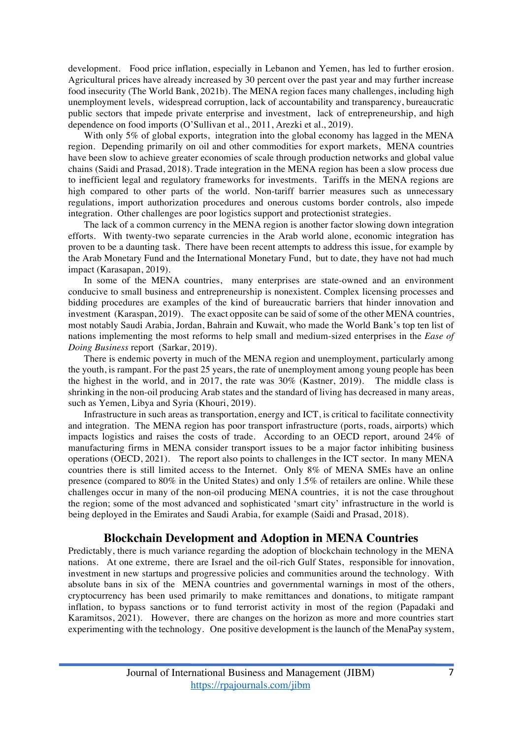development. Food price inflation, especially in Lebanon and Yemen, has led to further erosion. Agricultural prices have already increased by 30 percent over the past year and may further increase food insecurity (The World Bank, 2021b). The MENA region faces many challenges, including high unemployment levels, widespread corruption, lack of accountability and transparency, bureaucratic public sectors that impede private enterprise and investment, lack of entrepreneurship, and high dependence on food imports (O'Sullivan et al., 2011, Arezki et al., 2019).

With only 5% of global exports, integration into the global economy has lagged in the MENA region. Depending primarily on oil and other commodities for export markets, MENA countries have been slow to achieve greater economies of scale through production networks and global value chains (Saidi and Prasad, 2018). Trade integration in the MENA region has been a slow process due to inefficient legal and regulatory frameworks for investments. Tariffs in the MENA regions are high compared to other parts of the world. Non-tariff barrier measures such as unnecessary regulations, import authorization procedures and onerous customs border controls, also impede integration. Other challenges are poor logistics support and protectionist strategies.

The lack of a common currency in the MENA region is another factor slowing down integration efforts. With twenty-two separate currencies in the Arab world alone, economic integration has proven to be a daunting task. There have been recent attempts to address this issue, for example by the Arab Monetary Fund and the International Monetary Fund, but to date, they have not had much impact (Karasapan, 2019).

In some of the MENA countries, many enterprises are state-owned and an environment conducive to small business and entrepreneurship is nonexistent. Complex licensing processes and bidding procedures are examples of the kind of bureaucratic barriers that hinder innovation and investment (Karaspan, 2019). The exact opposite can be said of some of the other MENA countries, most notably Saudi Arabia, Jordan, Bahrain and Kuwait, who made the World Bank's top ten list of nations implementing the most reforms to help small and medium-sized enterprises in the *Ease of Doing Business* report (Sarkar, 2019).

There is endemic poverty in much of the MENA region and unemployment, particularly among the youth, is rampant. For the past 25 years, the rate of unemployment among young people has been the highest in the world, and in 2017, the rate was 30% (Kastner, 2019). The middle class is shrinking in the non-oil producing Arab states and the standard of living has decreased in many areas, such as Yemen, Libya and Syria (Khouri, 2019).

Infrastructure in such areas as transportation, energy and ICT, is critical to facilitate connectivity and integration. The MENA region has poor transport infrastructure (ports, roads, airports) which impacts logistics and raises the costs of trade. According to an OECD report, around 24% of manufacturing firms in MENA consider transport issues to be a major factor inhibiting business operations (OECD, 2021). The report also points to challenges in the ICT sector. In many MENA countries there is still limited access to the Internet. Only 8% of MENA SMEs have an online presence (compared to 80% in the United States) and only 1.5% of retailers are online. While these challenges occur in many of the non-oil producing MENA countries, it is not the case throughout the region; some of the most advanced and sophisticated 'smart city' infrastructure in the world is being deployed in the Emirates and Saudi Arabia, for example (Saidi and Prasad, 2018).

## Blockchain Development and Adoption in MENA Countries

Predictably, there is much variance regarding the adoption of blockchain technology in the MENA nations. At one extreme, there are Israel and the oil-rich Gulf States, responsible for innovation, investment in new startups and progressive policies and communities around the technology. With absolute bans in six of the MENA countries and governmental warnings in most of the others, cryptocurrency has been used primarily to make remittances and donations, to mitigate rampant inflation, to bypass sanctions or to fund terrorist activity in most of the region (Papadaki and Karamitsos, 2021). However, there are changes on the horizon as more and more countries start experimenting with the technology. One positive development is the launch of the MenaPay system,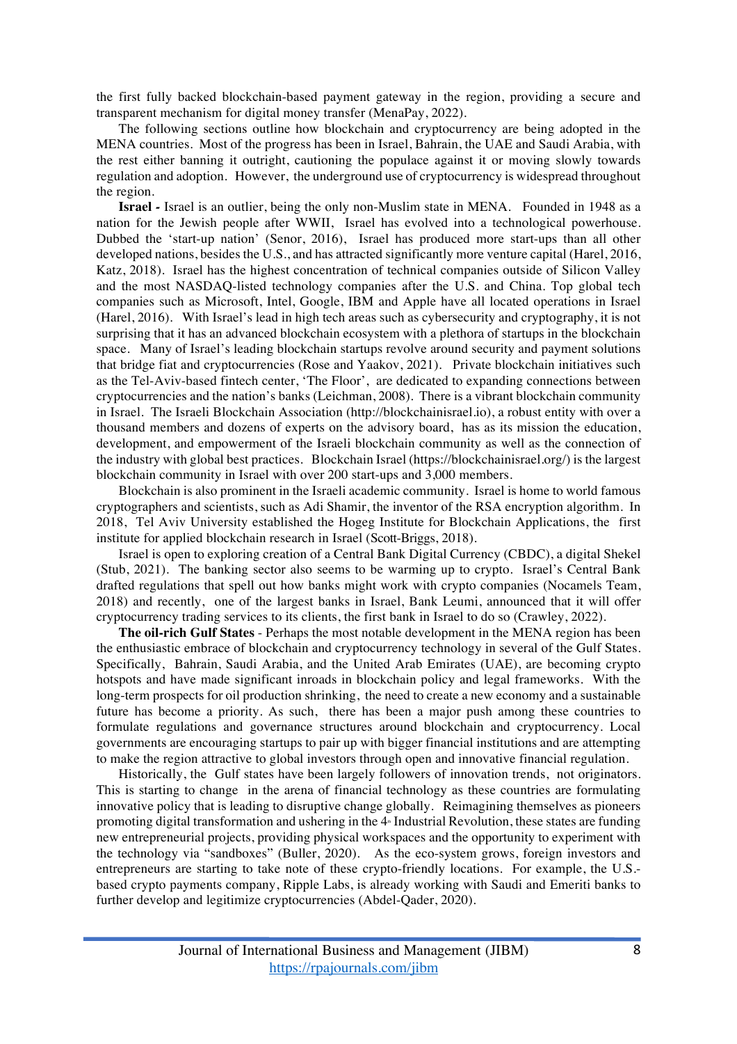the first fully backed blockchain-based payment gateway in the region, providing a secure and transparent mechanism for digital money transfer (MenaPay, 2022).

The following sections outline how blockchain and cryptocurrency are being adopted in the MENA countries. Most of the progress has been in Israel, Bahrain, the UAE and Saudi Arabia, with the rest either banning it outright, cautioning the populace against it or moving slowly towards regulation and adoption. However, the underground use of cryptocurrency is widespread throughout the region.

**Israel -** Israel is an outlier, being the only non-Muslim state in MENA. Founded in 1948 as a nation for the Jewish people after WWII, Israel has evolved into a technological powerhouse. Dubbed the 'start-up nation' (Senor, 2016), Israel has produced more start-ups than all other developed nations, besides the U.S., and has attracted significantly more venture capital (Harel, 2016, Katz, 2018). Israel has the highest concentration of technical companies outside of Silicon Valley and the most NASDAQ-listed technology companies after the U.S. and China. Top global tech companies such as Microsoft, Intel, Google, IBM and Apple have all located operations in Israel (Harel, 2016). With Israel's lead in high tech areas such as cybersecurity and cryptography, it is not surprising that it has an advanced blockchain ecosystem with a plethora of startups in the blockchain space. Many of Israel's leading blockchain startups revolve around security and payment solutions that bridge fiat and cryptocurrencies (Rose and Yaakov, 2021). Private blockchain initiatives such as the Tel-Aviv-based fintech center, 'The Floor', are dedicated to expanding connections between cryptocurrencies and the nation's banks (Leichman, 2008). There is a vibrant blockchain community in Israel. The Israeli Blockchain Association (http://blockchainisrael.io), a robust entity with over a thousand members and dozens of experts on the advisory board, has as its mission the education, development, and empowerment of the Israeli blockchain community as well as the connection of the industry with global best practices. Blockchain Israel (https://blockchainisrael.org/) is the largest blockchain community in Israel with over 200 start-ups and 3,000 members.

Blockchain is also prominent in the Israeli academic community. Israel is home to world famous cryptographers and scientists, such as Adi Shamir, the inventor of the RSA encryption algorithm. In 2018, Tel Aviv University established the Hogeg Institute for Blockchain Applications, the first institute for applied blockchain research in Israel (Scott-Briggs, 2018).

Israel is open to exploring creation of a Central Bank Digital Currency (CBDC), a digital Shekel (Stub, 2021). The banking sector also seems to be warming up to crypto. Israel's Central Bank drafted regulations that spell out how banks might work with crypto companies (Nocamels Team, 2018) and recently, one of the largest banks in Israel, Bank Leumi, announced that it will offer cryptocurrency trading services to its clients, the first bank in Israel to do so (Crawley, 2022).

**The oil-rich Gulf States** - Perhaps the most notable development in the MENA region has been the enthusiastic embrace of blockchain and cryptocurrency technology in several of the Gulf States. Specifically, Bahrain, Saudi Arabia, and the United Arab Emirates (UAE), are becoming crypto hotspots and have made significant inroads in blockchain policy and legal frameworks. With the long-term prospects for oil production shrinking, the need to create a new economy and a sustainable future has become a priority. As such, there has been a major push among these countries to formulate regulations and governance structures around blockchain and cryptocurrency. Local governments are encouraging startups to pair up with bigger financial institutions and are attempting to make the region attractive to global investors through open and innovative financial regulation.

Historically, the Gulf states have been largely followers of innovation trends, not originators. This is starting to change in the arena of financial technology as these countries are formulating innovative policy that is leading to disruptive change globally. Reimagining themselves as pioneers promoting digital transformation and ushering in the 4th Industrial Revolution, these states are funding new entrepreneurial projects, providing physical workspaces and the opportunity to experiment with the technology via "sandboxes" (Buller, 2020). As the eco-system grows, foreign investors and entrepreneurs are starting to take note of these crypto-friendly locations. For example, the U.S.-based crypto payments company, Ripple Labs, is already working with Saudi and Emeriti banks to further develop and legitimize cryptocurrencies (Abdel-Qader, 2020).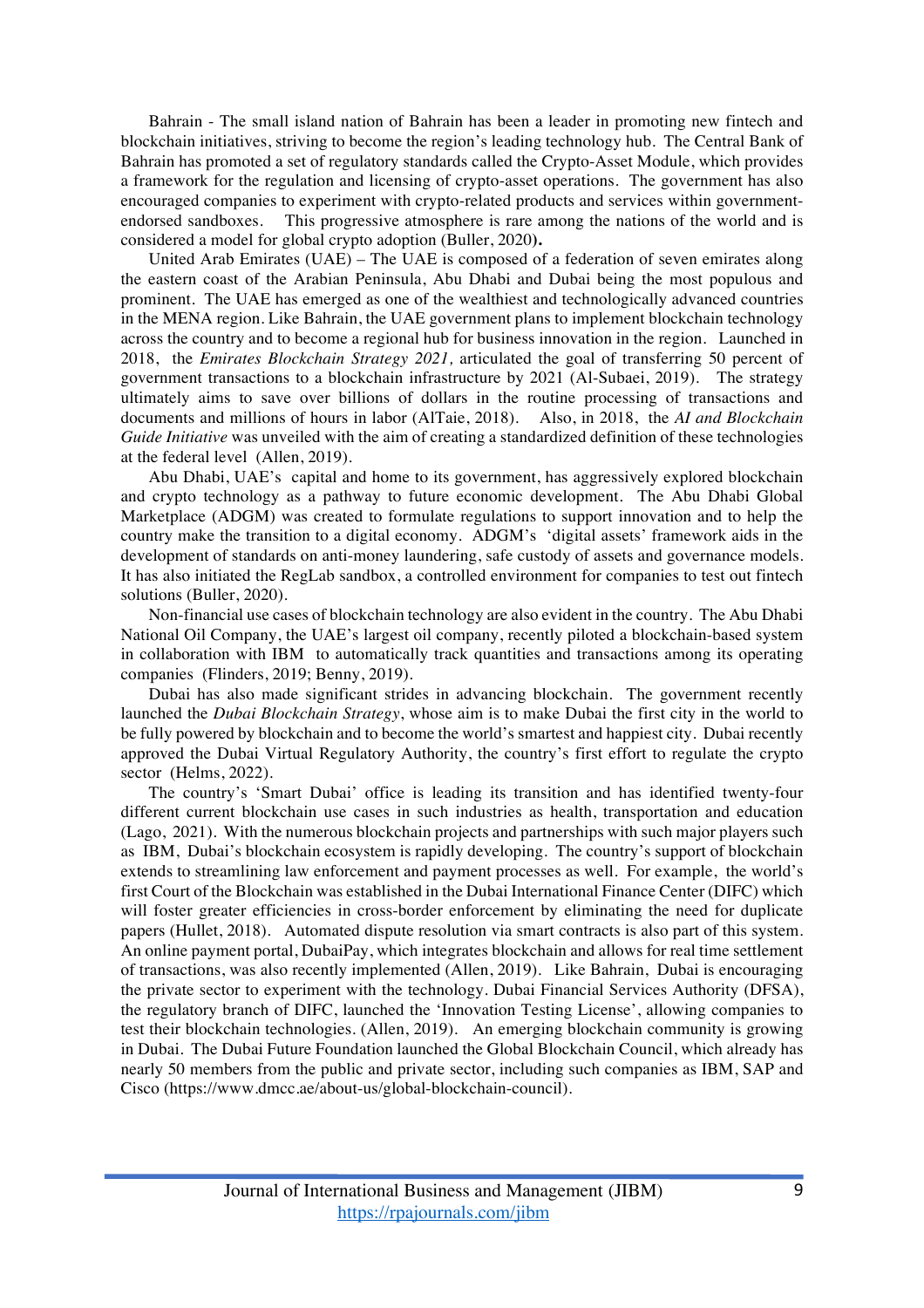Bahrain - The small island nation of Bahrain has been a leader in promoting new fintech and blockchain initiatives, striving to become the region's leading technology hub. The Central Bank of Bahrain has promoted a set of regulatory standards called the Crypto-Asset Module, which provides a framework for the regulation and licensing of crypto-asset operations. The government has also encouraged companies to experiment with crypto-related products and services within government-endorsed sandboxes. This progressive atmosphere is rare among the nations of the world and is considered a model for global crypto adoption (Buller, 2020)**.**

United Arab Emirates (UAE) – The UAE is composed of a federation of seven emirates along the eastern coast of the Arabian Peninsula, Abu Dhabi and Dubai being the most populous and prominent. The UAE has emerged as one of the wealthiest and technologically advanced countries in the MENA region. Like Bahrain, the UAE government plans to implement blockchain technology across the country and to become a regional hub for business innovation in the region. Launched in 2018, the *Emirates Blockchain Strategy 2021,* articulated the goal of transferring 50 percent of government transactions to a blockchain infrastructure by 2021 (Al-Subaei, 2019). The strategy ultimately aims to save over billions of dollars in the routine processing of transactions and documents and millions of hours in labor (AlTaie, 2018). Also, in 2018, the *AI and Blockchain Guide Initiative* was unveiled with the aim of creating a standardized definition of these technologies at the federal level (Allen, 2019).

Abu Dhabi, UAE's capital and home to its government, has aggressively explored blockchain and crypto technology as a pathway to future economic development. The Abu Dhabi Global Marketplace (ADGM) was created to formulate regulations to support innovation and to help the country make the transition to a digital economy. ADGM's 'digital assets' framework aids in the development of standards on anti-money laundering, safe custody of assets and governance models. It has also initiated the RegLab sandbox, a controlled environment for companies to test out fintech solutions (Buller, 2020).

Non-financial use cases of blockchain technology are also evident in the country. The Abu Dhabi National Oil Company, the UAE's largest oil company, recently piloted a blockchain-based system in collaboration with IBM to automatically track quantities and transactions among its operating companies (Flinders, 2019; Benny, 2019).

Dubai has also made significant strides in advancing blockchain. The government recently launched the *Dubai Blockchain Strategy*, whose aim is to make Dubai the first city in the world to be fully powered by blockchain and to become the world's smartest and happiest city. Dubai recently approved the Dubai Virtual Regulatory Authority, the country's first effort to regulate the crypto sector (Helms, 2022).

The country's 'Smart Dubai' office is leading its transition and has identified twenty-four different current blockchain use cases in such industries as health, transportation and education (Lago, 2021). With the numerous blockchain projects and partnerships with such major players such as IBM, Dubai's blockchain ecosystem is rapidly developing. The country's support of blockchain extends to streamlining law enforcement and payment processes as well. For example, the world's first Court of the Blockchain was established in the Dubai International Finance Center (DIFC) which will foster greater efficiencies in cross-border enforcement by eliminating the need for duplicate papers (Hullet, 2018). Automated dispute resolution via smart contracts is also part of this system. An online payment portal, DubaiPay, which integrates blockchain and allows for real time settlement of transactions, was also recently implemented (Allen, 2019). Like Bahrain, Dubai is encouraging the private sector to experiment with the technology. Dubai Financial Services Authority (DFSA), the regulatory branch of DIFC, launched the 'Innovation Testing License', allowing companies to test their blockchain technologies. (Allen, 2019). An emerging blockchain community is growing in Dubai. The Dubai Future Foundation launched the Global Blockchain Council, which already has nearly 50 members from the public and private sector, including such companies as IBM, SAP and Cisco (https://www.dmcc.ae/about-us/global-blockchain-council).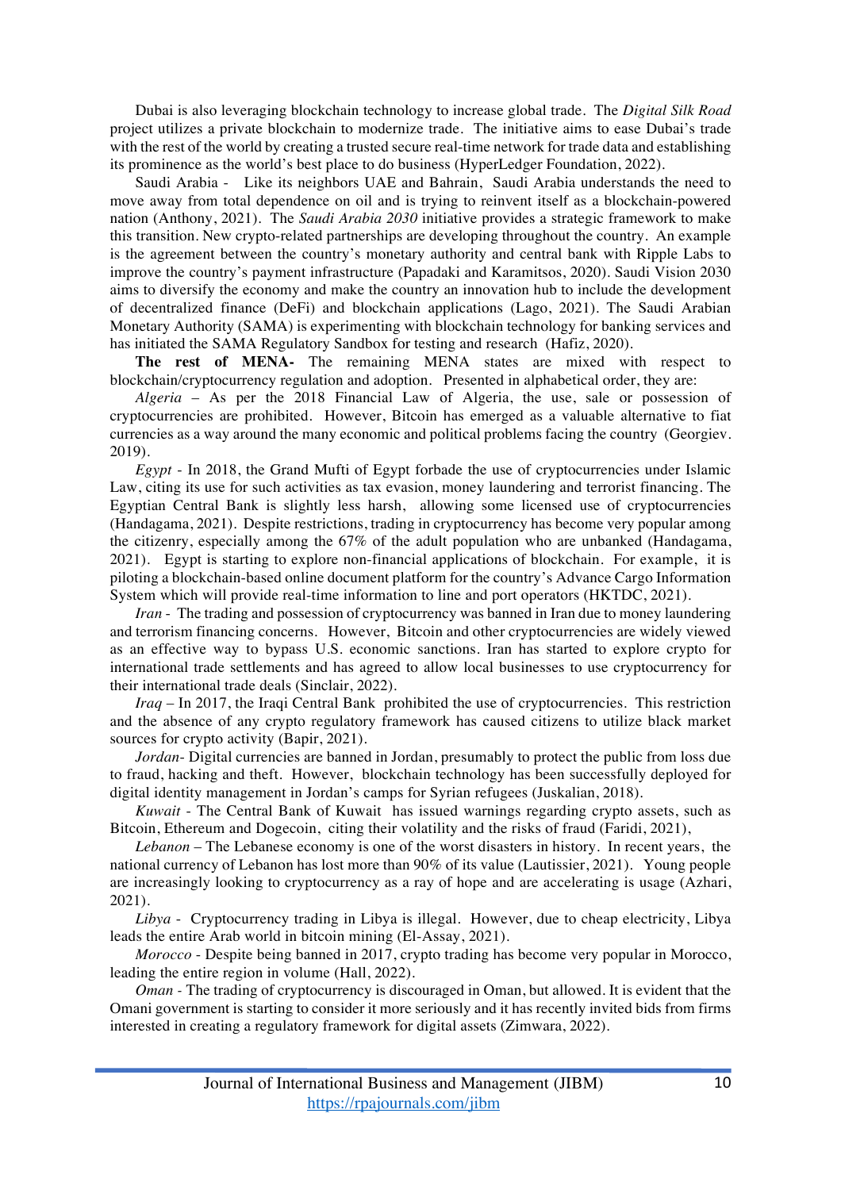Dubai is also leveraging blockchain technology to increase global trade. The *Digital Silk Road* project utilizes a private blockchain to modernize trade. The initiative aims to ease Dubai's trade with the rest of the world by creating a trusted secure real-time network for trade data and establishing its prominence as the world's best place to do business (HyperLedger Foundation, 2022).

Saudi Arabia - Like its neighbors UAE and Bahrain, Saudi Arabia understands the need to move away from total dependence on oil and is trying to reinvent itself as a blockchain-powered nation (Anthony, 2021). The *Saudi Arabia 2030* initiative provides a strategic framework to make this transition. New crypto-related partnerships are developing throughout the country. An example is the agreement between the country's monetary authority and central bank with Ripple Labs to improve the country's payment infrastructure (Papadaki and Karamitsos, 2020). Saudi Vision 2030 aims to diversify the economy and make the country an innovation hub to include the development of decentralized finance (DeFi) and blockchain applications (Lago, 2021). The Saudi Arabian Monetary Authority (SAMA) is experimenting with blockchain technology for banking services and has initiated the SAMA Regulatory Sandbox for testing and research (Hafiz, 2020).

**The rest of MENA-** The remaining MENA states are mixed with respect to blockchain/cryptocurrency regulation and adoption. Presented in alphabetical order, they are:

*Algeria* – As per the 2018 Financial Law of Algeria, the use, sale or possession of cryptocurrencies are prohibited. However, Bitcoin has emerged as a valuable alternative to fiat currencies as a way around the many economic and political problems facing the country (Georgiev. 2019).

*Egypt* - In 2018, the Grand Mufti of Egypt forbade the use of cryptocurrencies under Islamic Law, citing its use for such activities as tax evasion, money laundering and terrorist financing. The Egyptian Central Bank is slightly less harsh, allowing some licensed use of cryptocurrencies (Handagama, 2021). Despite restrictions, trading in cryptocurrency has become very popular among the citizenry, especially among the 67% of the adult population who are unbanked (Handagama, 2021). Egypt is starting to explore non-financial applications of blockchain. For example, it is piloting a blockchain-based online document platform for the country's Advance Cargo Information System which will provide real-time information to line and port operators (HKTDC, 2021).

*Iran* - The trading and possession of cryptocurrency was banned in Iran due to money laundering and terrorism financing concerns. However, Bitcoin and other cryptocurrencies are widely viewed as an effective way to bypass U.S. economic sanctions. Iran has started to explore crypto for international trade settlements and has agreed to allow local businesses to use cryptocurrency for their international trade deals (Sinclair, 2022).

*Iraq* – In 2017, the Iraqi Central Bank prohibited the use of cryptocurrencies. This restriction and the absence of any crypto regulatory framework has caused citizens to utilize black market sources for crypto activity (Bapir, 2021).

*Jordan*- Digital currencies are banned in Jordan, presumably to protect the public from loss due to fraud, hacking and theft. However, blockchain technology has been successfully deployed for digital identity management in Jordan's camps for Syrian refugees (Juskalian, 2018).

*Kuwait* - The Central Bank of Kuwait has issued warnings regarding crypto assets, such as Bitcoin, Ethereum and Dogecoin, citing their volatility and the risks of fraud (Faridi, 2021),

*Lebanon* – The Lebanese economy is one of the worst disasters in history. In recent years, the national currency of Lebanon has lost more than 90% of its value (Lautissier, 2021). Young people are increasingly looking to cryptocurrency as a ray of hope and are accelerating is usage (Azhari, 2021).

*Libya* - Cryptocurrency trading in Libya is illegal. However, due to cheap electricity, Libya leads the entire Arab world in bitcoin mining (El-Assay, 2021).

*Morocco* - Despite being banned in 2017, crypto trading has become very popular in Morocco, leading the entire region in volume (Hall, 2022).

*Oman* - The trading of cryptocurrency is discouraged in Oman, but allowed. It is evident that the Omani government is starting to consider it more seriously and it has recently invited bids from firms interested in creating a regulatory framework for digital assets (Zimwara, 2022).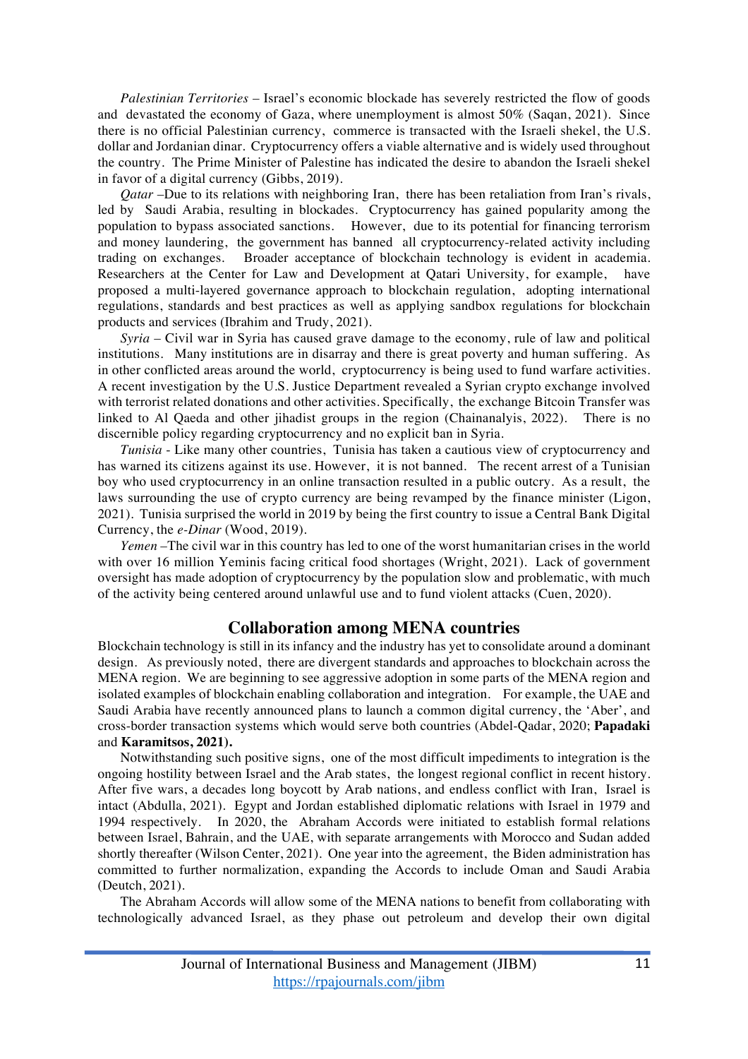*Palestinian Territories* – Israel's economic blockade has severely restricted the flow of goods and devastated the economy of Gaza, where unemployment is almost 50% (Saqan, 2021). Since there is no official Palestinian currency, commerce is transacted with the Israeli shekel, the U.S. dollar and Jordanian dinar. Cryptocurrency offers a viable alternative and is widely used throughout the country. The Prime Minister of Palestine has indicated the desire to abandon the Israeli shekel in favor of a digital currency (Gibbs, 2019).

*Qatar* –Due to its relations with neighboring Iran, there has been retaliation from Iran's rivals, led by Saudi Arabia, resulting in blockades. Cryptocurrency has gained popularity among the population to bypass associated sanctions. However, due to its potential for financing terrorism and money laundering, the government has banned all cryptocurrency-related activity including trading on exchanges. Broader acceptance of blockchain technology is evident in academia. Researchers at the Center for Law and Development at Qatari University, for example, have proposed a multi-layered governance approach to blockchain regulation, adopting international regulations, standards and best practices as well as applying sandbox regulations for blockchain products and services (Ibrahim and Trudy, 2021).

*Syria* – Civil war in Syria has caused grave damage to the economy, rule of law and political institutions. Many institutions are in disarray and there is great poverty and human suffering. As in other conflicted areas around the world, cryptocurrency is being used to fund warfare activities. A recent investigation by the U.S. Justice Department revealed a Syrian crypto exchange involved with terrorist related donations and other activities. Specifically, the exchange Bitcoin Transfer was linked to Al Qaeda and other jihadist groups in the region (Chainanalyis, 2022). There is no discernible policy regarding cryptocurrency and no explicit ban in Syria.

*Tunisia* - Like many other countries, Tunisia has taken a cautious view of cryptocurrency and has warned its citizens against its use. However, it is not banned. The recent arrest of a Tunisian boy who used cryptocurrency in an online transaction resulted in a public outcry. As a result, the laws surrounding the use of crypto currency are being revamped by the finance minister (Ligon, 2021). Tunisia surprised the world in 2019 by being the first country to issue a Central Bank Digital Currency, the *e-Dinar* (Wood, 2019).

*Yemen* –The civil war in this country has led to one of the worst humanitarian crises in the world with over 16 million Yeminis facing critical food shortages (Wright, 2021). Lack of government oversight has made adoption of cryptocurrency by the population slow and problematic, with much of the activity being centered around unlawful use and to fund violent attacks (Cuen, 2020).

## Collaboration among MENA countries

Blockchain technology is still in its infancy and the industry has yet to consolidate around a dominant design. As previously noted, there are divergent standards and approaches to blockchain across the MENA region. We are beginning to see aggressive adoption in some parts of the MENA region and isolated examples of blockchain enabling collaboration and integration. For example, the UAE and Saudi Arabia have recently announced plans to launch a common digital currency, the 'Aber', and cross-border transaction systems which would serve both countries (Abdel-Qadar, 2020; **Papadaki** and **Karamitsos, 2021).**

Notwithstanding such positive signs, one of the most difficult impediments to integration is the ongoing hostility between Israel and the Arab states, the longest regional conflict in recent history. After five wars, a decades long boycott by Arab nations, and endless conflict with Iran, Israel is intact (Abdulla, 2021). Egypt and Jordan established diplomatic relations with Israel in 1979 and 1994 respectively. In 2020, the Abraham Accords were initiated to establish formal relations between Israel, Bahrain, and the UAE, with separate arrangements with Morocco and Sudan added shortly thereafter (Wilson Center, 2021). One year into the agreement, the Biden administration has committed to further normalization, expanding the Accords to include Oman and Saudi Arabia (Deutch, 2021).

The Abraham Accords will allow some of the MENA nations to benefit from collaborating with technologically advanced Israel, as they phase out petroleum and develop their own digital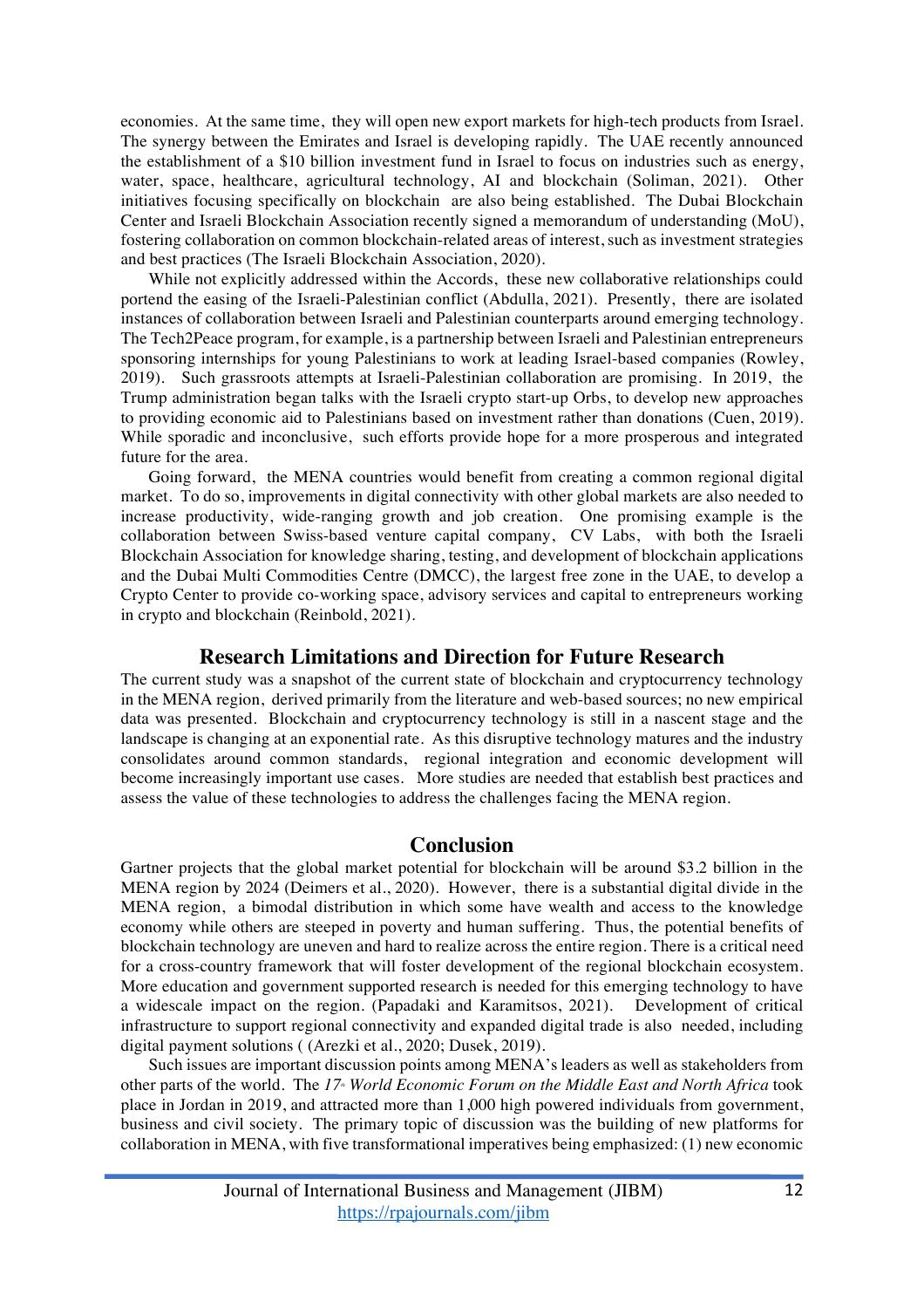economies. At the same time, they will open new export markets for high-tech products from Israel. The synergy between the Emirates and Israel is developing rapidly. The UAE recently announced the establishment of a $10 billion investment fund in Israel to focus on industries such as energy, water, space, healthcare, agricultural technology, AI and blockchain (Soliman, 2021). Other initiatives focusing specifically on blockchain are also being established. The Dubai Blockchain Center and Israeli Blockchain Association recently signed a memorandum of understanding (MoU), fostering collaboration on common blockchain-related areas of interest, such as investment strategies and best practices (The Israeli Blockchain Association, 2020).

While not explicitly addressed within the Accords, these new collaborative relationships could portend the easing of the Israeli-Palestinian conflict (Abdulla, 2021). Presently, there are isolated instances of collaboration between Israeli and Palestinian counterparts around emerging technology. The Tech2Peace program, for example, is a partnership between Israeli and Palestinian entrepreneurs sponsoring internships for young Palestinians to work at leading Israel-based companies (Rowley, 2019). Such grassroots attempts at Israeli-Palestinian collaboration are promising. In 2019, the Trump administration began talks with the Israeli crypto start-up Orbs, to develop new approaches to providing economic aid to Palestinians based on investment rather than donations (Cuen, 2019). While sporadic and inconclusive, such efforts provide hope for a more prosperous and integrated future for the area.

Going forward, the MENA countries would benefit from creating a common regional digital market. To do so, improvements in digital connectivity with other global markets are also needed to increase productivity, wide-ranging growth and job creation. One promising example is the collaboration between Swiss-based venture capital company, CV Labs, with both the Israeli Blockchain Association for knowledge sharing, testing, and development of blockchain applications and the Dubai Multi Commodities Centre (DMCC), the largest free zone in the UAE, to develop a Crypto Center to provide co-working space, advisory services and capital to entrepreneurs working in crypto and blockchain (Reinbold, 2021).

## Research Limitations and Direction for Future Research

The current study was a snapshot of the current state of blockchain and cryptocurrency technology in the MENA region, derived primarily from the literature and web-based sources; no new empirical data was presented. Blockchain and cryptocurrency technology is still in a nascent stage and the landscape is changing at an exponential rate. As this disruptive technology matures and the industry consolidates around common standards, regional integration and economic development will become increasingly important use cases. More studies are needed that establish best practices and assess the value of these technologies to address the challenges facing the MENA region.

## Conclusion

Gartner projects that the global market potential for blockchain will be around $3.2 billion in the MENA region by 2024 (Deimers et al., 2020). However, there is a substantial digital divide in the MENA region, a bimodal distribution in which some have wealth and access to the knowledge economy while others are steeped in poverty and human suffering. Thus, the potential benefits of blockchain technology are uneven and hard to realize across the entire region. There is a critical need for a cross-country framework that will foster development of the regional blockchain ecosystem. More education and government supported research is needed for this emerging technology to have a widescale impact on the region. (Papadaki and Karamitsos, 2021). Development of critical infrastructure to support regional connectivity and expanded digital trade is also needed, including digital payment solutions ( (Arezki et al., 2020; Dusek, 2019).

Such issues are important discussion points among MENA's leaders as well as stakeholders from other parts of the world. The *17th World Economic Forum on the Middle East and North Africa* took place in Jordan in 2019, and attracted more than 1,000 high powered individuals from government, business and civil society. The primary topic of discussion was the building of new platforms for collaboration in MENA, with five transformational imperatives being emphasized: (1) new economic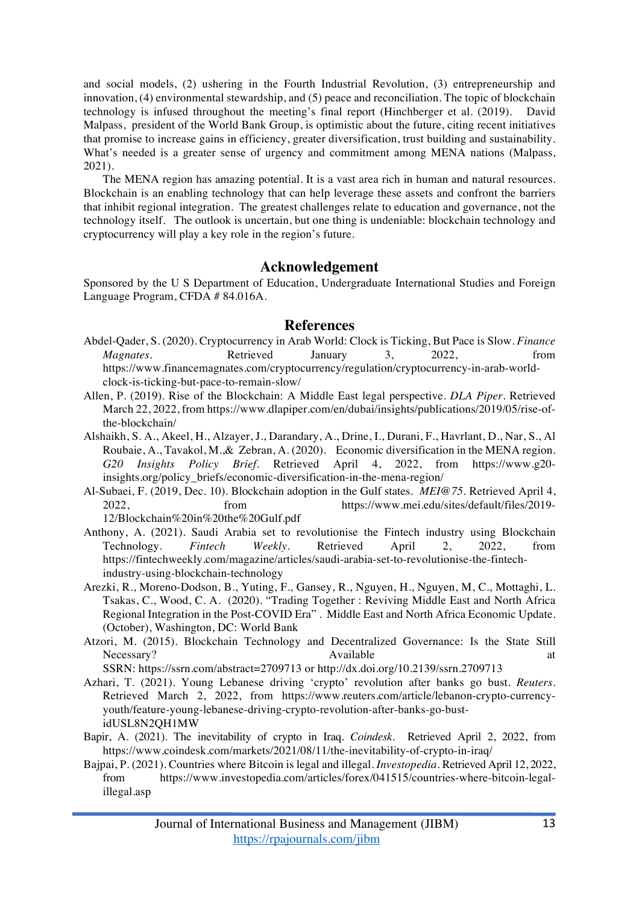and social models, (2) ushering in the Fourth Industrial Revolution, (3) entrepreneurship and innovation, (4) environmental stewardship, and (5) peace and reconciliation. The topic of blockchain technology is infused throughout the meeting's final report (Hinchberger et al. (2019). David Malpass, president of the World Bank Group, is optimistic about the future, citing recent initiatives that promise to increase gains in efficiency, greater diversification, trust building and sustainability. What's needed is a greater sense of urgency and commitment among MENA nations (Malpass, 2021).

The MENA region has amazing potential. It is a vast area rich in human and natural resources. Blockchain is an enabling technology that can help leverage these assets and confront the barriers that inhibit regional integration. The greatest challenges relate to education and governance, not the technology itself. The outlook is uncertain, but one thing is undeniable: blockchain technology and cryptocurrency will play a key role in the region's future.

## Acknowledgement

Sponsored by the U S Department of Education, Undergraduate International Studies and Foreign Language Program, CFDA # 84.016A.

## References

Abdel-Qader, S. (2020). Cryptocurrency in Arab World: Clock is Ticking, But Pace is Slow. *Finance Magnates*. Retrieved January 3, 2022, from https://www.financemagnates.com/cryptocurrency/regulation/cryptocurrency-in-arab-world-clock-is-ticking-but-pace-to-remain-slow/

Allen, P. (2019). Rise of the Blockchain: A Middle East legal perspective. *DLA Piper*. Retrieved March 22, 2022, from https://www.dlapiper.com/en/dubai/insights/publications/2019/05/rise-of-the-blockchain/

Alshaikh, S. A., Akeel, H., Alzayer, J., Darandary, A., Drine, I., Durani, F., Havrlant, D., Nar, S., Al Roubaie, A., Tavakol, M.,& Zebran, A. (2020). Economic diversification in the MENA region. *G20 Insights Policy Brief*. Retrieved April 4, 2022, from https://www.g20-insights.org/policy_briefs/economic-diversification-in-the-mena-region/

Al-Subaei, F. (2019, Dec. 10). Blockchain adoption in the Gulf states. *MEI@75*. Retrieved April 4, 2022, from https://www.mei.edu/sites/default/files/2019-12/Blockchain%20in%20the%20Gulf.pdf

Anthony, A. (2021). Saudi Arabia set to revolutionise the Fintech industry using Blockchain Technology. *Fintech Weekly*. Retrieved April 2, 2022, from https://fintechweekly.com/magazine/articles/saudi-arabia-set-to-revolutionise-the-fintech-industry-using-blockchain-technology

Arezki, R., Moreno-Dodson, B., Yuting, F., Gansey, R., Nguyen, H., Nguyen, M, C., Mottaghi, L. Tsakas, C., Wood, C. A. (2020). "Trading Together : Reviving Middle East and North Africa Regional Integration in the Post-COVID Era" . Middle East and North Africa Economic Update. (October), Washington, DC: World Bank

Atzori, M. (2015). Blockchain Technology and Decentralized Governance: Is the State Still Necessary? Available at SSRN: https://ssrn.com/abstract=2709713 or http://dx.doi.org/10.2139/ssrn.2709713

Azhari, T. (2021). Young Lebanese driving 'crypto' revolution after banks go bust. *Reuters*. Retrieved March 2, 2022, from https://www.reuters.com/article/lebanon-crypto-currency-youth/feature-young-lebanese-driving-crypto-revolution-after-banks-go-bust-idUSL8N2QH1MW

Bapir, A. (2021). The inevitability of crypto in Iraq. *Coindesk*. Retrieved April 2, 2022, from https://www.coindesk.com/markets/2021/08/11/the-inevitability-of-crypto-in-iraq/

Bajpai, P. (2021). Countries where Bitcoin is legal and illegal. *Investopedia*. Retrieved April 12, 2022, from https://www.investopedia.com/articles/forex/041515/countries-where-bitcoin-legal-illegal.asp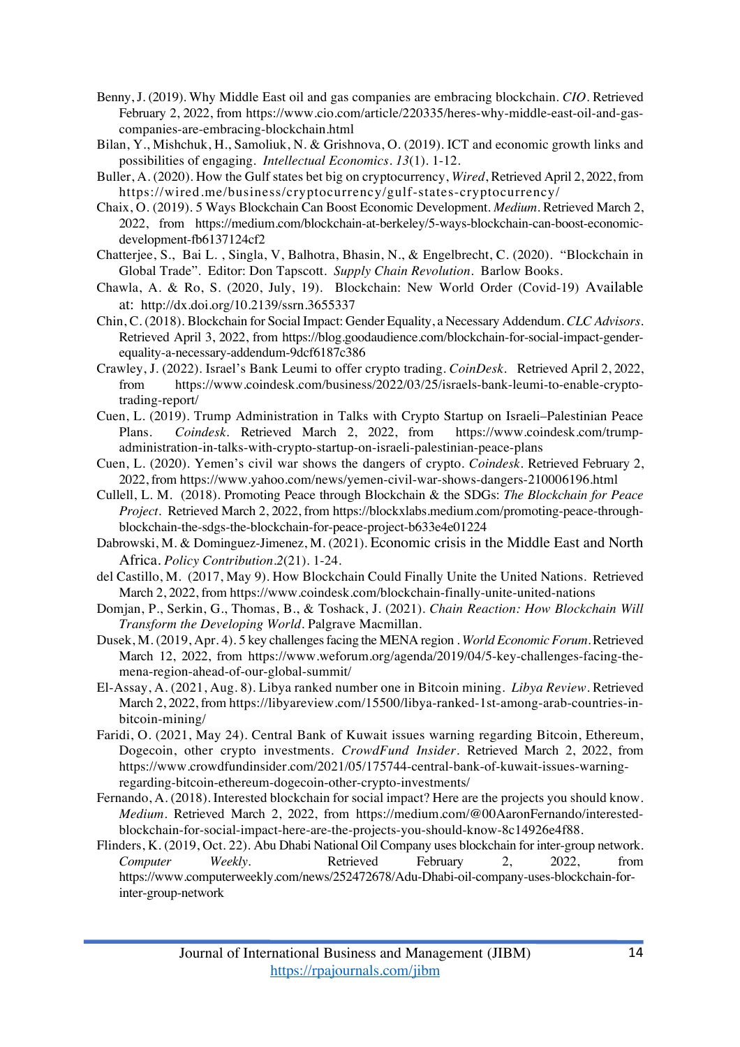Benny, J. (2019). Why Middle East oil and gas companies are embracing blockchain. *CIO*. Retrieved February 2, 2022, from https://www.cio.com/article/220335/heres-why-middle-east-oil-and-gas-companies-are-embracing-blockchain.html

Bilan, Y., Mishchuk, H., Samoliuk, N. & Grishnova, O. (2019). ICT and economic growth links and possibilities of engaging. *Intellectual Economics*. *13*(1). 1-12.

Buller, A. (2020). How the Gulf states bet big on cryptocurrency, *Wired*, Retrieved April 2, 2022, from https://wired.me/business/cryptocurrency/gulf-states-cryptocurrency/

Chaix, O. (2019). 5 Ways Blockchain Can Boost Economic Development. *Medium*. Retrieved March 2, 2022, from https://medium.com/blockchain-at-berkeley/5-ways-blockchain-can-boost-economic-development-fb6137124cf2

Chatterjee, S., Bai L. , Singla, V, Balhotra, Bhasin, N., & Engelbrecht, C. (2020). "Blockchain in Global Trade". Editor: Don Tapscott. *Supply Chain Revolution*. Barlow Books.

Chawla, A. & Ro, S. (2020, July, 19). Blockchain: New World Order (Covid-19) Available at: http://dx.doi.org/10.2139/ssrn.3655337

Chin, C. (2018). Blockchain for Social Impact: Gender Equality, a Necessary Addendum. *CLC Advisors*. Retrieved April 3, 2022, from https://blog.goodaudience.com/blockchain-for-social-impact-gender-equality-a-necessary-addendum-9dcf6187c386

Crawley, J. (2022). Israel's Bank Leumi to offer crypto trading. *CoinDesk*. Retrieved April 2, 2022, from https://www.coindesk.com/business/2022/03/25/israels-bank-leumi-to-enable-crypto-trading-report/

Cuen, L. (2019). Trump Administration in Talks with Crypto Startup on Israeli–Palestinian Peace Plans. *Coindesk*. Retrieved March 2, 2022, from https://www.coindesk.com/trump-administration-in-talks-with-crypto-startup-on-israeli-palestinian-peace-plans

Cuen, L. (2020). Yemen's civil war shows the dangers of crypto. *Coindesk*. Retrieved February 2, 2022, from https://www.yahoo.com/news/yemen-civil-war-shows-dangers-210006196.html

Cullell, L. M. (2018). Promoting Peace through Blockchain & the SDGs: *The Blockchain for Peace Project*. Retrieved March 2, 2022, from https://blockxlabs.medium.com/promoting-peace-through-blockchain-the-sdgs-the-blockchain-for-peace-project-b633e4e01224

Dabrowski, M. & Dominguez-Jimenez, M. (2021). Economic crisis in the Middle East and North Africa. *Policy Contribution*.*2*(21). 1-24.

del Castillo, M. (2017, May 9). How Blockchain Could Finally Unite the United Nations. Retrieved March 2, 2022, from https://www.coindesk.com/blockchain-finally-unite-united-nations

Domjan, P., Serkin, G., Thomas, B., & Toshack, J. (2021). *Chain Reaction: How Blockchain Will Transform the Developing World*. Palgrave Macmillan.

Dusek, M. (2019, Apr. 4). 5 key challenges facing the MENA region . *World Economic Forum*. Retrieved March 12, 2022, from https://www.weforum.org/agenda/2019/04/5-key-challenges-facing-the-mena-region-ahead-of-our-global-summit/

El-Assay, A. (2021, Aug. 8). Libya ranked number one in Bitcoin mining. *Libya Review*. Retrieved March 2, 2022, from https://libyareview.com/15500/libya-ranked-1st-among-arab-countries-in-bitcoin-mining/

Faridi, O. (2021, May 24). Central Bank of Kuwait issues warning regarding Bitcoin, Ethereum, Dogecoin, other crypto investments. *CrowdFund Insider*. Retrieved March 2, 2022, from https://www.crowdfundinsider.com/2021/05/175744-central-bank-of-kuwait-issues-warning-regarding-bitcoin-ethereum-dogecoin-other-crypto-investments/

Fernando, A. (2018). Interested blockchain for social impact? Here are the projects you should know. *Medium*. Retrieved March 2, 2022, from https://medium.com/@00AaronFernando/interested-blockchain-for-social-impact-here-are-the-projects-you-should-know-8c14926e4f88.

Flinders, K. (2019, Oct. 22). Abu Dhabi National Oil Company uses blockchain for inter-group network. *Computer Weekly*. Retrieved February 2, 2022, from https://www.computerweekly.com/news/252472678/Adu-Dhabi-oil-company-uses-blockchain-for-inter-group-network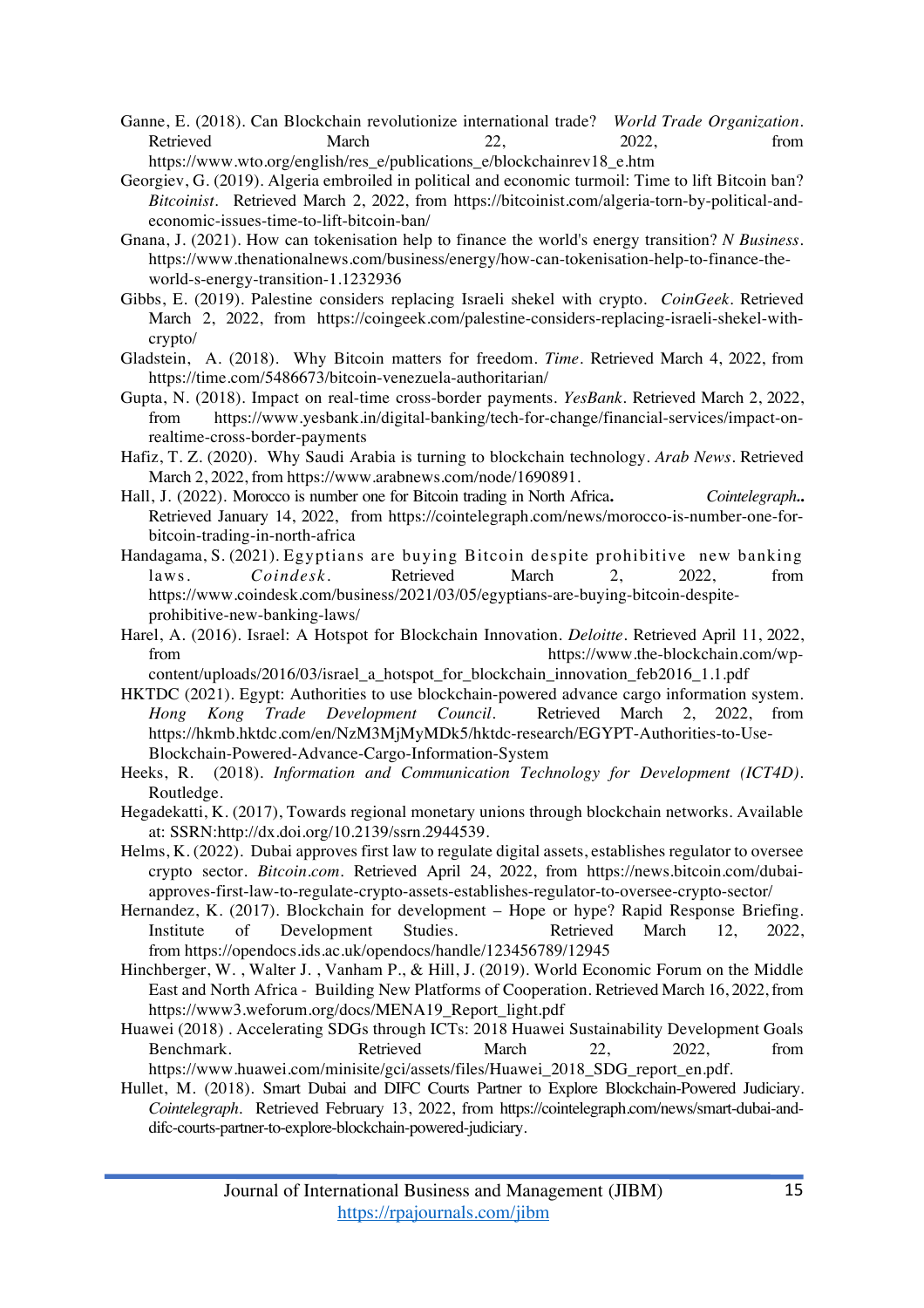Ganne, E. (2018). Can Blockchain revolutionize international trade? *World Trade Organization*. Retrieved March 22, 2022, from https://www.wto.org/english/res_e/publications_e/blockchainrev18_e.htm

Georgiev, G. (2019). Algeria embroiled in political and economic turmoil: Time to lift Bitcoin ban? *Bitcoinist*. Retrieved March 2, 2022, from https://bitcoinist.com/algeria-torn-by-political-and-economic-issues-time-to-lift-bitcoin-ban/

Gnana, J. (2021). How can tokenisation help to finance the world's energy transition? *N Business*. https://www.thenationalnews.com/business/energy/how-can-tokenisation-help-to-finance-the-world-s-energy-transition-1.1232936

Gibbs, E. (2019). Palestine considers replacing Israeli shekel with crypto. *CoinGeek*. Retrieved March 2, 2022, from https://coingeek.com/palestine-considers-replacing-israeli-shekel-with-crypto/

Gladstein, A. (2018). Why Bitcoin matters for freedom. *Time*. Retrieved March 4, 2022, from https://time.com/5486673/bitcoin-venezuela-authoritarian/

Gupta, N. (2018). Impact on real-time cross-border payments. *YesBank*. Retrieved March 2, 2022, from https://www.yesbank.in/digital-banking/tech-for-change/financial-services/impact-on-realtime-cross-border-payments

Hafiz, T. Z. (2020). Why Saudi Arabia is turning to blockchain technology. *Arab News*. Retrieved March 2, 2022, from https://www.arabnews.com/node/1690891.

Hall, J. (2022). Morocco is number one for Bitcoin trading in North Africa**.** *Cointelegraph*.**.** Retrieved January 14, 2022, from https://cointelegraph.com/news/morocco-is-number-one-for-bitcoin-trading-in-north-africa

Handagama, S. (2021). Egyptians are buying Bitcoin despite prohibitive new banking laws. *Coindesk*. Retrieved March 2, 2022, from https://www.coindesk.com/business/2021/03/05/egyptians-are-buying-bitcoin-despite-prohibitive-new-banking-laws/

Harel, A. (2016). Israel: A Hotspot for Blockchain Innovation. *Deloitte*. Retrieved April 11, 2022, from https://www.the-blockchain.com/wp-content/uploads/2016/03/israel_a_hotspot_for_blockchain_innovation_feb2016_1.1.pdf

HKTDC (2021). Egypt: Authorities to use blockchain-powered advance cargo information system. *Hong Kong Trade Development Council*. Retrieved March 2, 2022, from https://hkmb.hktdc.com/en/NzM3MjMyMDk5/hktdc-research/EGYPT-Authorities-to-Use-Blockchain-Powered-Advance-Cargo-Information-System

Heeks, R. (2018). *Information and Communication Technology for Development (ICT4D)*. Routledge.

Hegadekatti, K. (2017), Towards regional monetary unions through blockchain networks. Available at: SSRN:http://dx.doi.org/10.2139/ssrn.2944539.

Helms, K. (2022). Dubai approves first law to regulate digital assets, establishes regulator to oversee crypto sector. *Bitcoin.com*. Retrieved April 24, 2022, from https://news.bitcoin.com/dubai-approves-first-law-to-regulate-crypto-assets-establishes-regulator-to-oversee-crypto-sector/

Hernandez, K. (2017). Blockchain for development – Hope or hype? Rapid Response Briefing. Institute of Development Studies. Retrieved March 12, 2022, from https://opendocs.ids.ac.uk/opendocs/handle/123456789/12945

Hinchberger, W. , Walter J. , Vanham P., & Hill, J. (2019). World Economic Forum on the Middle East and North Africa - Building New Platforms of Cooperation. Retrieved March 16, 2022, from https://www3.weforum.org/docs/MENA19_Report_light.pdf

Huawei (2018) . Accelerating SDGs through ICTs: 2018 Huawei Sustainability Development Goals Benchmark. Retrieved March 22, 2022, from https://www.huawei.com/minisite/gci/assets/files/Huawei_2018_SDG_report_en.pdf.

Hullet, M. (2018). Smart Dubai and DIFC Courts Partner to Explore Blockchain-Powered Judiciary. *Cointelegraph*. Retrieved February 13, 2022, from https://cointelegraph.com/news/smart-dubai-and-difc-courts-partner-to-explore-blockchain-powered-judiciary.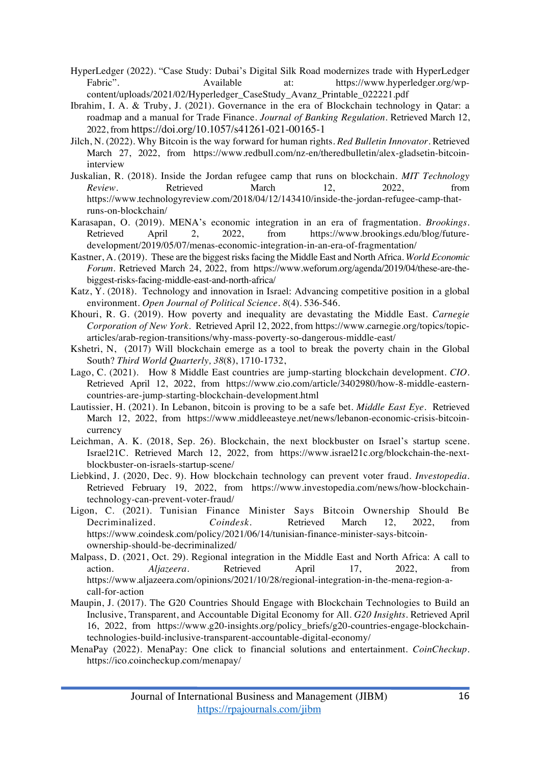HyperLedger (2022). "Case Study: Dubai's Digital Silk Road modernizes trade with HyperLedger Fabric". Available at: https://www.hyperledger.org/wp-content/uploads/2021/02/Hyperledger_CaseStudy_Avanz_Printable_022221.pdf

Ibrahim, I. A. & Truby, J. (2021). Governance in the era of Blockchain technology in Qatar: a roadmap and a manual for Trade Finance. *Journal of Banking Regulation*. Retrieved March 12, 2022, from https://doi.org/10.1057/s41261-021-00165-1

Jilch, N. (2022). Why Bitcoin is the way forward for human rights. *Red Bulletin Innovator*. Retrieved March 27, 2022, from https://www.redbull.com/nz-en/theredbulletin/alex-gladsetin-bitcoin-interview

Juskalian, R. (2018). Inside the Jordan refugee camp that runs on blockchain. *MIT Technology Review*. Retrieved March 12, 2022, from https://www.technologyreview.com/2018/04/12/143410/inside-the-jordan-refugee-camp-that-runs-on-blockchain/

Karasapan, O. (2019). MENA's economic integration in an era of fragmentation. *Brookings*. Retrieved April 2, 2022, from https://www.brookings.edu/blog/future-development/2019/05/07/menas-economic-integration-in-an-era-of-fragmentation/

Kastner, A. (2019). These are the biggest risks facing the Middle East and North Africa. *World Economic Forum*. Retrieved March 24, 2022, from https://www.weforum.org/agenda/2019/04/these-are-the-biggest-risks-facing-middle-east-and-north-africa/

Katz, Y. (2018). Technology and innovation in Israel: Advancing competitive position in a global environment. *Open Journal of Political Science*. *8*(4). 536-546.

Khouri, R. G. (2019). How poverty and inequality are devastating the Middle East. *Carnegie Corporation of New York*. Retrieved April 12, 2022, from https://www.carnegie.org/topics/topic-articles/arab-region-transitions/why-mass-poverty-so-dangerous-middle-east/

Kshetri, N, (2017) Will blockchain emerge as a tool to break the poverty chain in the Global South? *Third World Quarterly, 38*(8), 1710-1732,

Lago, C. (2021). How 8 Middle East countries are jump-starting blockchain development. *CIO*. Retrieved April 12, 2022, from https://www.cio.com/article/3402980/how-8-middle-eastern-countries-are-jump-starting-blockchain-development.html

Lautissier, H. (2021). In Lebanon, bitcoin is proving to be a safe bet. *Middle East Eye*. Retrieved March 12, 2022, from https://www.middleeasteye.net/news/lebanon-economic-crisis-bitcoin-currency

Leichman, A. K. (2018, Sep. 26). Blockchain, the next blockbuster on Israel's startup scene. Israel21C. Retrieved March 12, 2022, from https://www.israel21c.org/blockchain-the-next-blockbuster-on-israels-startup-scene/

Liebkind, J. (2020, Dec. 9). How blockchain technology can prevent voter fraud. *Investopedia*. Retrieved February 19, 2022, from https://www.investopedia.com/news/how-blockchain-technology-can-prevent-voter-fraud/

Ligon, C. (2021). Tunisian Finance Minister Says Bitcoin Ownership Should Be Decriminalized. *Coindesk*. Retrieved March 12, 2022, from https://www.coindesk.com/policy/2021/06/14/tunisian-finance-minister-says-bitcoin-ownership-should-be-decriminalized/

Malpass, D. (2021, Oct. 29). Regional integration in the Middle East and North Africa: A call to action. *Aljazeera*. Retrieved April 17, 2022, from https://www.aljazeera.com/opinions/2021/10/28/regional-integration-in-the-mena-region-a-call-for-action

Maupin, J. (2017). The G20 Countries Should Engage with Blockchain Technologies to Build an Inclusive, Transparent, and Accountable Digital Economy for All. *G20 Insights*. Retrieved April 16, 2022, from https://www.g20-insights.org/policy_briefs/g20-countries-engage-blockchain-technologies-build-inclusive-transparent-accountable-digital-economy/

MenaPay (2022). MenaPay: One click to financial solutions and entertainment. *CoinCheckup*. https://ico.coincheckup.com/menapay/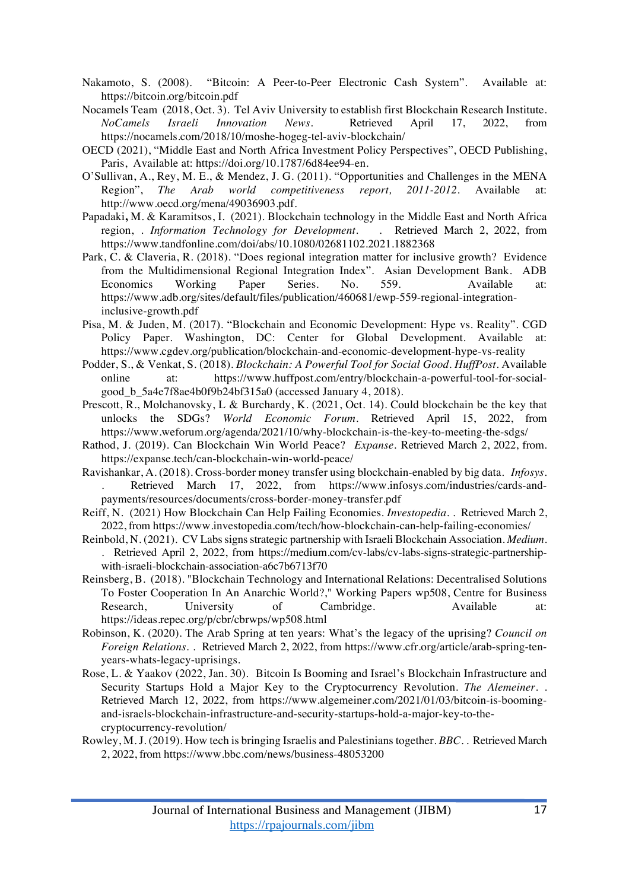Nakamoto, S. (2008). "Bitcoin: A Peer-to-Peer Electronic Cash System". Available at: https://bitcoin.org/bitcoin.pdf

Nocamels Team (2018, Oct. 3). Tel Aviv University to establish first Blockchain Research Institute. *NoCamels Israeli Innovation News*. Retrieved April 17, 2022, from https://nocamels.com/2018/10/moshe-hogeg-tel-aviv-blockchain/

OECD (2021), "Middle East and North Africa Investment Policy Perspectives", OECD Publishing, Paris, Available at: https://doi.org/10.1787/6d84ee94-en.

O'Sullivan, A., Rey, M. E., & Mendez, J. G. (2011). "Opportunities and Challenges in the MENA Region", *The Arab world competitiveness report, 2011-2012*. Available at: http://www.oecd.org/mena/49036903.pdf.

Papadaki**,** M. & Karamitsos, I. (2021). Blockchain technology in the Middle East and North Africa region, . *Information Technology for Development*. . Retrieved March 2, 2022, from https://www.tandfonline.com/doi/abs/10.1080/02681102.2021.1882368

Park, C. & Claveria, R. (2018). "Does regional integration matter for inclusive growth? Evidence from the Multidimensional Regional Integration Index". Asian Development Bank. ADB Economics Working Paper Series. No. 559. Available at: https://www.adb.org/sites/default/files/publication/460681/ewp-559-regional-integration-inclusive-growth.pdf

Pisa, M. & Juden, M. (2017). "Blockchain and Economic Development: Hype vs. Reality". CGD Policy Paper. Washington, DC: Center for Global Development. Available at: https://www.cgdev.org/publication/blockchain-and-economic-development-hype-vs-reality

Podder, S., & Venkat, S. (2018). *Blockchain: A Powerful Tool for Social Good*. *HuffPost*. Available online at: https://www.huffpost.com/entry/blockchain-a-powerful-tool-for-social-good_b_5a4e7f8ae4b0f9b24bf315a0 (accessed January 4, 2018).

Prescott, R., Molchanovsky, L & Burchardy, K. (2021, Oct. 14). Could blockchain be the key that unlocks the SDGs? *World Economic Forum*. Retrieved April 15, 2022, from https://www.weforum.org/agenda/2021/10/why-blockchain-is-the-key-to-meeting-the-sdgs/

Rathod, J. (2019). Can Blockchain Win World Peace? *Expanse*. Retrieved March 2, 2022, from. https://expanse.tech/can-blockchain-win-world-peace/

Ravishankar, A. (2018). Cross-border money transfer using blockchain-enabled by big data. *Infosys*. . Retrieved March 17, 2022, from https://www.infosys.com/industries/cards-and-payments/resources/documents/cross-border-money-transfer.pdf

Reiff, N. (2021) How Blockchain Can Help Failing Economies. *Investopedia*. . Retrieved March 2, 2022, from https://www.investopedia.com/tech/how-blockchain-can-help-failing-economies/

Reinbold, N. (2021). CV Labs signs strategic partnership with Israeli Blockchain Association. *Medium*. . Retrieved April 2, 2022, from https://medium.com/cv-labs/cv-labs-signs-strategic-partnership-with-israeli-blockchain-association-a6c7b6713f70

Reinsberg, B. (2018). "Blockchain Technology and International Relations: Decentralised Solutions To Foster Cooperation In An Anarchic World?," Working Papers wp508, Centre for Business Research, University of Cambridge. Available at: https://ideas.repec.org/p/cbr/cbrwps/wp508.html

Robinson, K. (2020). The Arab Spring at ten years: What's the legacy of the uprising? *Council on Foreign Relations*. . Retrieved March 2, 2022, from https://www.cfr.org/article/arab-spring-ten-years-whats-legacy-uprisings.

Rose, L. & Yaakov (2022, Jan. 30). Bitcoin Is Booming and Israel's Blockchain Infrastructure and Security Startups Hold a Major Key to the Cryptocurrency Revolution. *The Alemeiner*. . Retrieved March 12, 2022, from https://www.algemeiner.com/2021/01/03/bitcoin-is-booming-and-israels-blockchain-infrastructure-and-security-startups-hold-a-major-key-to-the-cryptocurrency-revolution/

Rowley, M. J. (2019). How tech is bringing Israelis and Palestinians together. *BBC*. . Retrieved March 2, 2022, from https://www.bbc.com/news/business-48053200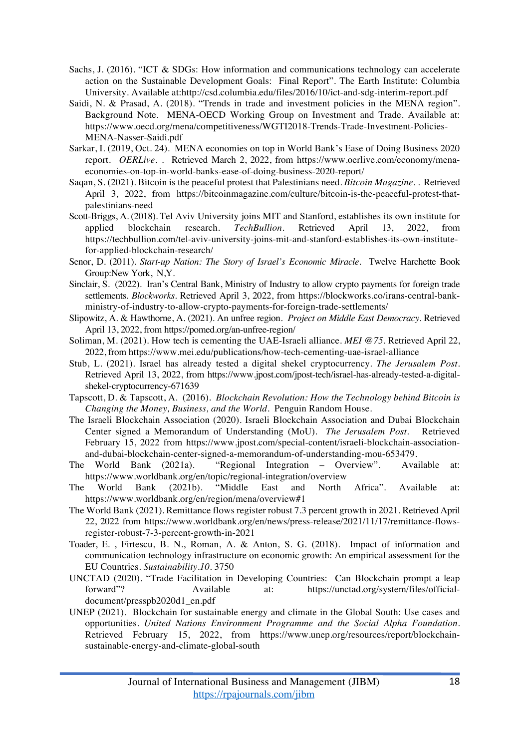Sachs, J. (2016). "ICT & SDGs: How information and communications technology can accelerate action on the Sustainable Development Goals: Final Report". The Earth Institute: Columbia University. Available at:http://csd.columbia.edu/files/2016/10/ict-and-sdg-interim-report.pdf

Saidi, N. & Prasad, A. (2018). "Trends in trade and investment policies in the MENA region". Background Note. MENA-OECD Working Group on Investment and Trade. Available at: https://www.oecd.org/mena/competitiveness/WGTI2018-Trends-Trade-Investment-Policies-MENA-Nasser-Saidi.pdf

Sarkar, I. (2019, Oct. 24). MENA economies on top in World Bank's Ease of Doing Business 2020 report. *OERLive*. . Retrieved March 2, 2022, from https://www.oerlive.com/economy/mena-economies-on-top-in-world-banks-ease-of-doing-business-2020-report/

Saqan, S. (2021). Bitcoin is the peaceful protest that Palestinians need. *Bitcoin Magazine*. . Retrieved April 3, 2022, from https://bitcoinmagazine.com/culture/bitcoin-is-the-peaceful-protest-that-palestinians-need

Scott-Briggs, A. (2018). Tel Aviv University joins MIT and Stanford, establishes its own institute for applied blockchain research. *TechBullion*. Retrieved April 13, 2022, from https://techbullion.com/tel-aviv-university-joins-mit-and-stanford-establishes-its-own-institute-for-applied-blockchain-research/

Senor, D. (2011). *Start-up Nation: The Story of Israel's Economic Miracle*. Twelve Harchette Book Group:New York, N,Y.

Sinclair, S. (2022). Iran's Central Bank, Ministry of Industry to allow crypto payments for foreign trade settlements. *Blockworks*. Retrieved April 3, 2022, from https://blockworks.co/irans-central-bank-ministry-of-industry-to-allow-crypto-payments-for-foreign-trade-settlements/

Slipowitz, A. & Hawthorne, A. (2021). An unfree region. *Project on Middle East Democracy*. Retrieved April 13, 2022, from https://pomed.org/an-unfree-region/

Soliman, M. (2021). How tech is cementing the UAE-Israeli alliance. *MEI @75*. Retrieved April 22, 2022, from https://www.mei.edu/publications/how-tech-cementing-uae-israel-alliance

Stub, L. (2021). Israel has already tested a digital shekel cryptocurrency. *The Jerusalem Post*. Retrieved April 13, 2022, from https://www.jpost.com/jpost-tech/israel-has-already-tested-a-digital-shekel-cryptocurrency-671639

Tapscott, D. & Tapscott, A. (2016). *Blockchain Revolution: How the Technology behind Bitcoin is Changing the Money, Business, and the World*. Penguin Random House.

The Israeli Blockchain Association (2020). Israeli Blockchain Association and Dubai Blockchain Center signed a Memorandum of Understanding (MoU). *The Jerusalem Post*. Retrieved February 15, 2022 from https://www.jpost.com/special-content/israeli-blockchain-association-and-dubai-blockchain-center-signed-a-memorandum-of-understanding-mou-653479.

The World Bank (2021a). "Regional Integration – Overview". Available at: https://www.worldbank.org/en/topic/regional-integration/overview

The World Bank (2021b). "Middle East and North Africa". Available at: https://www.worldbank.org/en/region/mena/overview#1

The World Bank (2021). Remittance flows register robust 7.3 percent growth in 2021. Retrieved April 22, 2022 from https://www.worldbank.org/en/news/press-release/2021/11/17/remittance-flows-register-robust-7-3-percent-growth-in-2021

Toader, E. , Firtescu, B. N., Roman, A. & Anton, S. G. (2018). Impact of information and communication technology infrastructure on economic growth: An empirical assessment for the EU Countries. *Sustainability*.*10*. 3750

UNCTAD (2020). "Trade Facilitation in Developing Countries: Can Blockchain prompt a leap forward"? Available at: https://unctad.org/system/files/official-document/presspb2020d1_en.pdf

UNEP (2021). Blockchain for sustainable energy and climate in the Global South: Use cases and opportunities. *United Nations Environment Programme and the Social Alpha Foundation*. Retrieved February 15, 2022, from https://www.unep.org/resources/report/blockchain-sustainable-energy-and-climate-global-south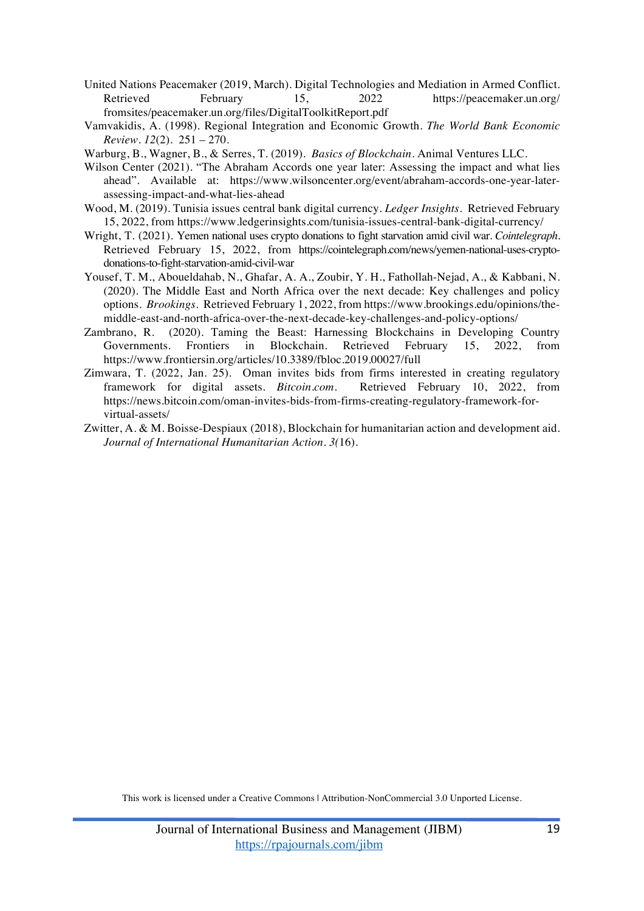United Nations Peacemaker (2019, March). Digital Technologies and Mediation in Armed Conflict. Retrieved February 15, 2022 https://peacemaker.un.org/fromsites/peacemaker.un.org/files/DigitalToolkitReport.pdf

Vamvakidis, A. (1998). Regional Integration and Economic Growth. *The World Bank Economic Review*. *12*(2). 251 – 270.

Warburg, B., Wagner, B., & Serres, T. (2019). *Basics of Blockchain*. Animal Ventures LLC.

Wilson Center (2021). "The Abraham Accords one year later: Assessing the impact and what lies ahead". Available at: https://www.wilsoncenter.org/event/abraham-accords-one-year-later-assessing-impact-and-what-lies-ahead

Wood, M. (2019). Tunisia issues central bank digital currency. *Ledger Insights*. Retrieved February 15, 2022, from https://www.ledgerinsights.com/tunisia-issues-central-bank-digital-currency/

Wright, T. (2021). Yemen national uses crypto donations to fight starvation amid civil war. *Cointelegraph*. Retrieved February 15, 2022, from https://cointelegraph.com/news/yemen-national-uses-crypto-donations-to-fight-starvation-amid-civil-war

Yousef, T. M., Aboueldahab, N., Ghafar, A. A., Zoubir, Y. H., Fathollah-Nejad, A., & Kabbani, N. (2020). The Middle East and North Africa over the next decade: Key challenges and policy options. *Brookings*. Retrieved February 1, 2022, from https://www.brookings.edu/opinions/the-middle-east-and-north-africa-over-the-next-decade-key-challenges-and-policy-options/

Zambrano, R. (2020). Taming the Beast: Harnessing Blockchains in Developing Country Governments. Frontiers in Blockchain. Retrieved February 15, 2022, from https://www.frontiersin.org/articles/10.3389/fbloc.2019.00027/full

Zimwara, T. (2022, Jan. 25). Oman invites bids from firms interested in creating regulatory framework for digital assets. *Bitcoin.com*. Retrieved February 10, 2022, from https://news.bitcoin.com/oman-invites-bids-from-firms-creating-regulatory-framework-for-virtual-assets/

Zwitter, A. & M. Boisse-Despiaux (2018), Blockchain for humanitarian action and development aid. *Journal of International Humanitarian Action*. *3(*16).

This work is licensed under a Creative Commons | Attribution-NonCommercial 3.0 Unported License.